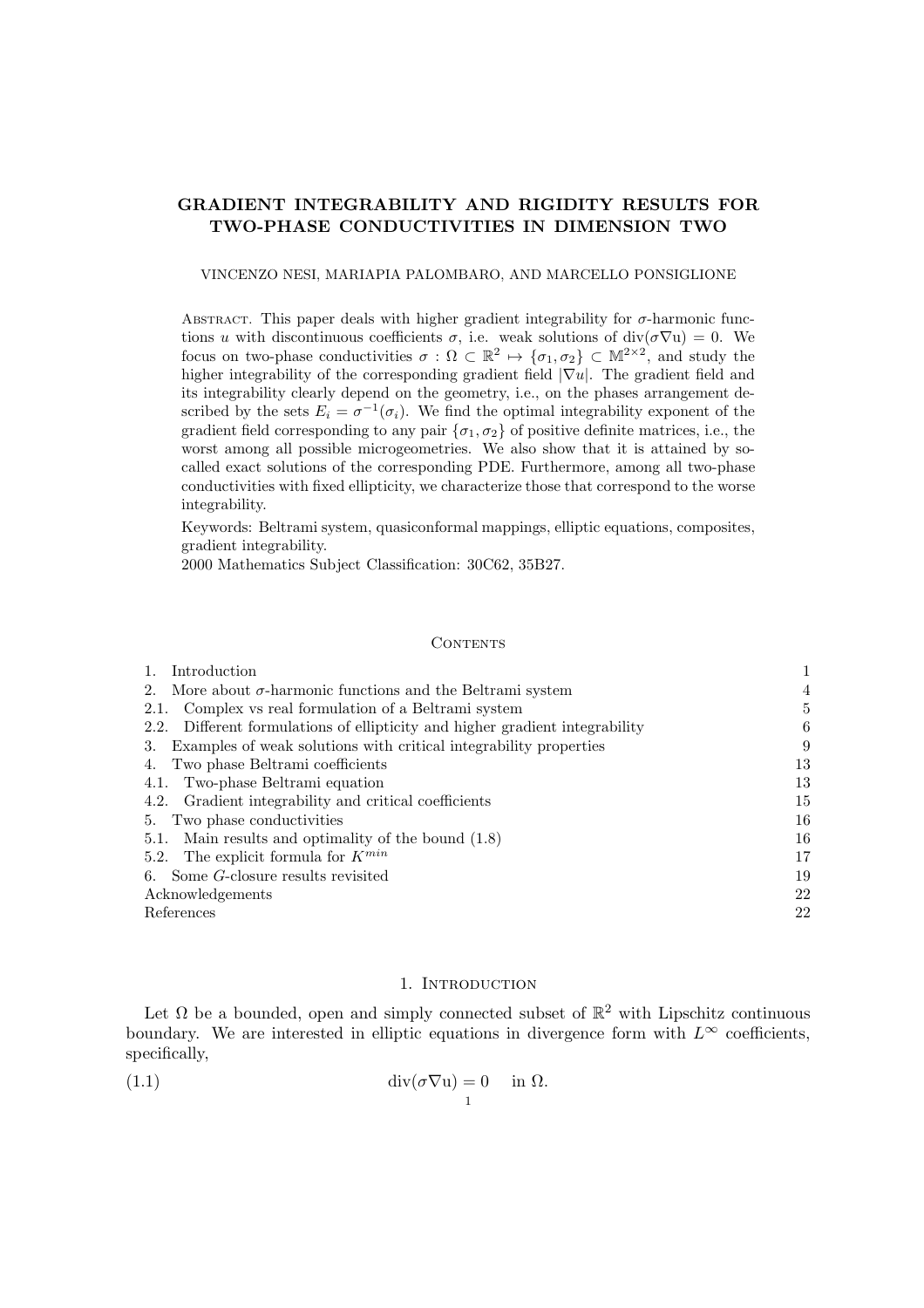# GRADIENT INTEGRABILITY AND RIGIDITY RESULTS FOR TWO-PHASE CONDUCTIVITIES IN DIMENSION TWO

VINCENZO NESI, MARIAPIA PALOMBARO, AND MARCELLO PONSIGLIONE

Abstract. This paper deals with higher gradient integrability for $\sigma$-harmonic functions $u$ with discontinuous coefficients $\sigma$, i.e. weak solutions of $\mathrm{div}(\sigma\nabla \mathrm{u}) = 0$. We focus on two-phase conductivities $\sigma : \Omega \subset \mathbb{R}^2 \mapsto \{\sigma_1, \sigma_2\} \subset \mathbb{M}^{2\times 2}$, and study the higher integrability of the corresponding gradient field $|\nabla u|$. The gradient field and its integrability clearly depend on the geometry, i.e., on the phases arrangement described by the sets $E_i = \sigma^{-1}(\sigma_i)$. We find the optimal integrability exponent of the gradient field corresponding to any pair $\{\sigma_1, \sigma_2\}$ of positive definite matrices, i.e., the worst among all possible microgeometries. We also show that it is attained by so-called exact solutions of the corresponding PDE. Furthermore, among all two-phase conductivities with fixed ellipticity, we characterize those that correspond to the worse integrability.

Keywords: Beltrami system, quasiconformal mappings, elliptic equations, composites, gradient integrability.

2000 Mathematics Subject Classification: 30C62, 35B27.

## Contents

| | |
|---|---|
| 1. Introduction | 1 |
| 2. More about $\sigma$-harmonic functions and the Beltrami system | 4 |
| 2.1. Complex vs real formulation of a Beltrami system | 5 |
| 2.2. Different formulations of ellipticity and higher gradient integrability | 6 |
| 3. Examples of weak solutions with critical integrability properties | 9 |
| 4. Two phase Beltrami coefficients | 13 |
| 4.1. Two-phase Beltrami equation | 13 |
| 4.2. Gradient integrability and critical coefficients | 15 |
| 5. Two phase conductivities | 16 |
| 5.1. Main results and optimality of the bound (1.8) | 16 |
| 5.2. The explicit formula for $K^{min}$ | 17 |
| 6. Some $G$-closure results revisited | 19 |
| Acknowledgements | 22 |
| References | 22 |

## 1. Introduction

Let $\Omega$ be a bounded, open and simply connected subset of $\mathbb{R}^2$ with Lipschitz continuous boundary. We are interested in elliptic equations in divergence form with $L^\infty$ coefficients, specifically,

$$\mathrm{div}(\sigma\nabla \mathrm{u}) = 0 \quad \text{in } \Omega. \tag{1.1}$$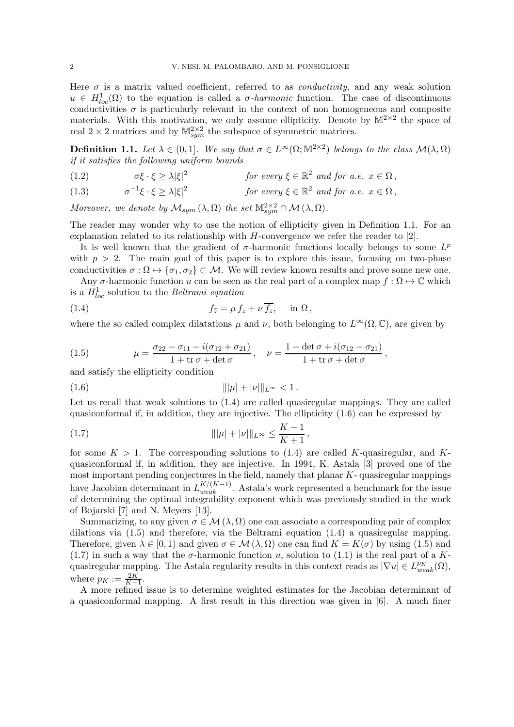Here $\sigma$ is a matrix valued coefficient, referred to as *conductivity*, and any weak solution $u \in H^1_{loc}(\Omega)$ to the equation is called a $\sigma$*-harmonic* function. The case of discontinuous conductivities $\sigma$ is particularly relevant in the context of non homogeneous and composite materials. With this motivation, we only assume ellipticity. Denote by $\mathbb{M}^{2\times 2}$ the space of real $2 \times 2$ matrices and by $\mathbb{M}^{2\times 2}_{sym}$ the subspace of symmetric matrices.

**Definition 1.1.** *Let $\lambda \in (0, 1]$. We say that $\sigma \in L^\infty(\Omega; \mathbb{M}^{2\times 2})$ belongs to the class $\mathcal{M}(\lambda, \Omega)$ if it satisfies the following uniform bounds*

$$\sigma\xi \cdot \xi \geq \lambda |\xi|^2 \qquad \text{for every } \xi \in \mathbb{R}^2 \text{ and for a.e. } x \in \Omega\,, \tag{1.2}$$

$$\sigma^{-1}\xi \cdot \xi \geq \lambda |\xi|^2 \qquad \text{for every } \xi \in \mathbb{R}^2 \text{ and for a.e. } x \in \Omega\,, \tag{1.3}$$

*Moreover, we denote by $\mathcal{M}_{sym}(\lambda, \Omega)$ the set $\mathbb{M}^{2\times 2}_{sym} \cap \mathcal{M}(\lambda, \Omega)$.*

The reader may wonder why to use the notion of ellipticity given in Definition 1.1. For an explanation related to its relationship with $H$-convergence we refer the reader to [2].

It is well known that the gradient of $\sigma$-harmonic functions locally belongs to some $L^p$ with $p > 2$. The main goal of this paper is to explore this issue, focusing on two-phase conductivities $\sigma : \Omega \mapsto \{\sigma_1, \sigma_2\} \subset \mathcal{M}$. We will review known results and prove some new one.

Any $\sigma$-harmonic function $u$ can be seen as the real part of a complex map $f : \Omega \mapsto \mathbb{C}$ which is a $H^1_{loc}$ solution to the *Beltrami equation*

$$f_{\bar{z}} = \mu\, f_z + \nu\, \overline{f_z}, \quad \text{ in } \Omega\,, \tag{1.4}$$

where the so called complex dilatations $\mu$ and $\nu$, both belonging to $L^\infty(\Omega, \mathbb{C})$, are given by

$$\mu = \frac{\sigma_{22} - \sigma_{11} - i(\sigma_{12} + \sigma_{21})}{1 + \operatorname{tr}\sigma + \det\sigma}\,, \quad \nu = \frac{1 - \det\sigma + i(\sigma_{12} - \sigma_{21})}{1 + \operatorname{tr}\sigma + \det\sigma}\,, \tag{1.5}$$

and satisfy the ellipticity condition

$$\||\mu| + |\nu|\|_{L^\infty} < 1\,. \tag{1.6}$$

Let us recall that weak solutions to (1.4) are called quasiregular mappings. They are called quasiconformal if, in addition, they are injective. The ellipticity (1.6) can be expressed by

$$\||\mu| + |\nu|\|_{L^\infty} \leq \frac{K-1}{K+1}\,, \tag{1.7}$$

for some $K > 1$. The corresponding solutions to (1.4) are called $K$-quasiregular, and $K$-quasiconformal if, in addition, they are injective. In 1994, K. Astala [3] proved one of the most important pending conjectures in the field, namely that planar $K$- quasiregular mappings have Jacobian determinant in $L^{K/(K-1)}_{weak}$. Astala's work represented a benchmark for the issue of determining the optimal integrability exponent which was previously studied in the work of Bojarski [7] and N. Meyers [13].

Summarizing, to any given $\sigma \in \mathcal{M}(\lambda, \Omega)$ one can associate a corresponding pair of complex dilations via (1.5) and therefore, via the Beltrami equation (1.4) a quasiregular mapping. Therefore, given $\lambda \in [0, 1)$ and given $\sigma \in \mathcal{M}(\lambda, \Omega)$ one can find $K = K(\sigma)$ by using (1.5) and (1.7) in such a way that the $\sigma$-harmonic function $u$, solution to (1.1) is the real part of a $K$-quasiregular mapping. The Astala regularity results in this context reads as $|\nabla u| \in L^{p_K}_{weak}(\Omega)$, where $p_K := \frac{2K}{K-1}$.

A more refined issue is to determine weighted estimates for the Jacobian determinant of a quasiconformal mapping. A first result in this direction was given in [6]. A much finer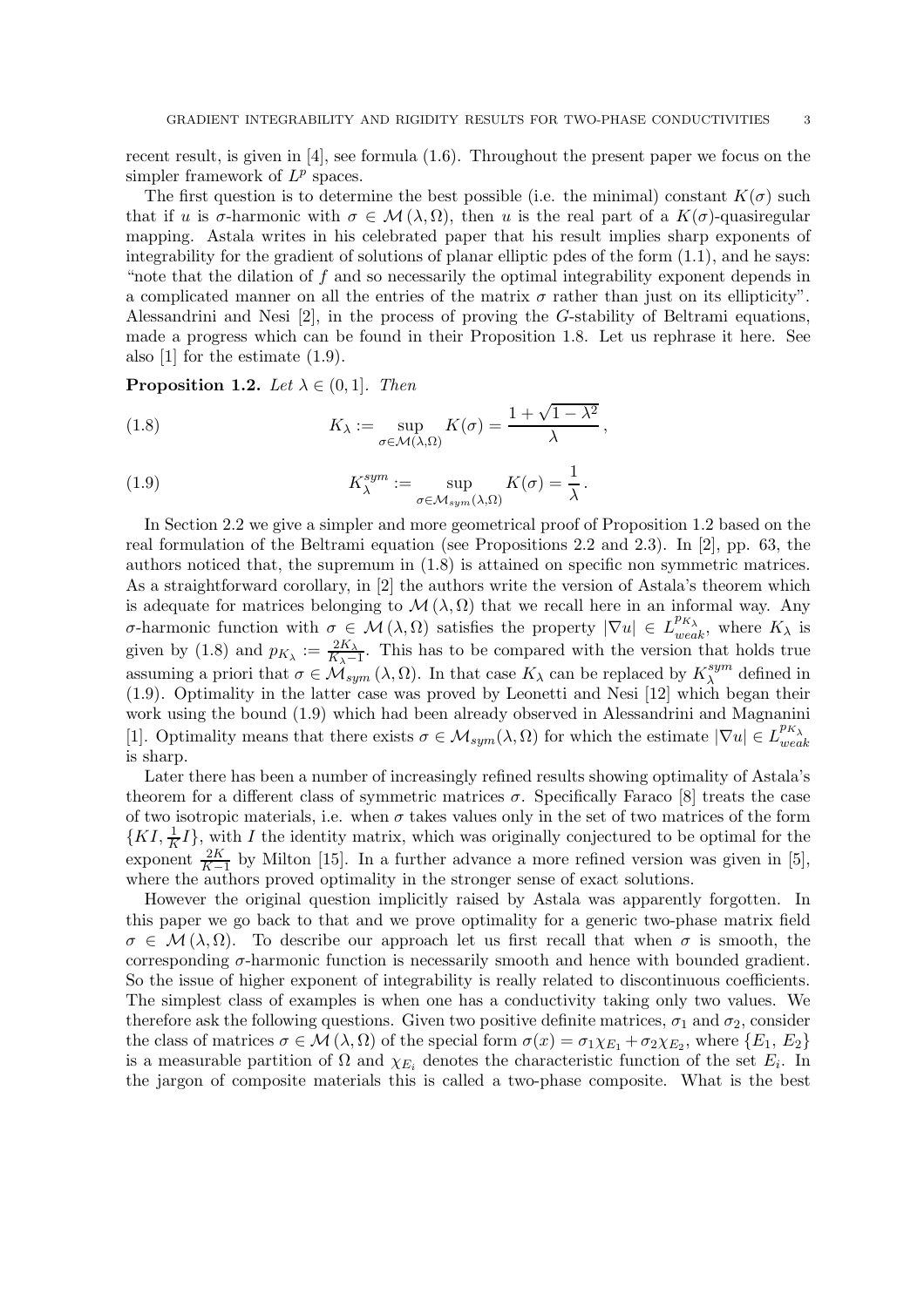recent result, is given in [4], see formula (1.6). Throughout the present paper we focus on the simpler framework of $L^p$ spaces.

The first question is to determine the best possible (i.e. the minimal) constant $K(\sigma)$ such that if $u$ is $\sigma$-harmonic with $\sigma \in \mathcal{M}(\lambda, \Omega)$, then $u$ is the real part of a $K(\sigma)$-quasiregular mapping. Astala writes in his celebrated paper that his result implies sharp exponents of integrability for the gradient of solutions of planar elliptic pdes of the form (1.1), and he says: "note that the dilation of $f$ and so necessarily the optimal integrability exponent depends in a complicated manner on all the entries of the matrix $\sigma$ rather than just on its ellipticity". Alessandrini and Nesi [2], in the process of proving the $G$-stability of Beltrami equations, made a progress which can be found in their Proposition 1.8. Let us rephrase it here. See also [1] for the estimate (1.9).

**Proposition 1.2.** *Let $\lambda \in (0, 1]$. Then*

$$K_\lambda := \sup_{\sigma \in \mathcal{M}(\lambda,\Omega)} K(\sigma) = \frac{1 + \sqrt{1 - \lambda^2}}{\lambda}\,, \tag{1.8}$$

$$K_\lambda^{sym} := \sup_{\sigma \in \mathcal{M}_{sym}(\lambda,\Omega)} K(\sigma) = \frac{1}{\lambda}\,. \tag{1.9}$$

In Section 2.2 we give a simpler and more geometrical proof of Proposition 1.2 based on the real formulation of the Beltrami equation (see Propositions 2.2 and 2.3). In [2], pp. 63, the authors noticed that, the supremum in (1.8) is attained on specific non symmetric matrices. As a straightforward corollary, in [2] the authors write the version of Astala's theorem which is adequate for matrices belonging to $\mathcal{M}(\lambda, \Omega)$ that we recall here in an informal way. Any $\sigma$-harmonic function with $\sigma \in \mathcal{M}(\lambda, \Omega)$ satisfies the property $|\nabla u| \in L^{p_{K_\lambda}}_{weak}$, where $K_\lambda$ is given by (1.8) and $p_{K_\lambda} := \frac{2K_\lambda}{K_\lambda - 1}$. This has to be compared with the version that holds true assuming a priori that $\sigma \in \mathcal{M}_{sym}(\lambda, \Omega)$. In that case $K_\lambda$ can be replaced by $K_\lambda^{sym}$ defined in (1.9). Optimality in the latter case was proved by Leonetti and Nesi [12] which began their work using the bound (1.9) which had been already observed in Alessandrini and Magnanini [1]. Optimality means that there exists $\sigma \in \mathcal{M}_{sym}(\lambda, \Omega)$ for which the estimate $|\nabla u| \in L^{p_{K_\lambda}}_{weak}$ is sharp.

Later there has been a number of increasingly refined results showing optimality of Astala's theorem for a different class of symmetric matrices $\sigma$. Specifically Faraco [8] treats the case of two isotropic materials, i.e. when $\sigma$ takes values only in the set of two matrices of the form $\{KI, \frac{1}{K}I\}$, with $I$ the identity matrix, which was originally conjectured to be optimal for the exponent $\frac{2K}{K-1}$ by Milton [15]. In a further advance a more refined version was given in [5], where the authors proved optimality in the stronger sense of exact solutions.

However the original question implicitly raised by Astala was apparently forgotten. In this paper we go back to that and we prove optimality for a generic two-phase matrix field $\sigma \in \mathcal{M}(\lambda, \Omega)$. To describe our approach let us first recall that when $\sigma$ is smooth, the corresponding $\sigma$-harmonic function is necessarily smooth and hence with bounded gradient. So the issue of higher exponent of integrability is really related to discontinuous coefficients. The simplest class of examples is when one has a conductivity taking only two values. We therefore ask the following questions. Given two positive definite matrices, $\sigma_1$ and $\sigma_2$, consider the class of matrices $\sigma \in \mathcal{M}(\lambda, \Omega)$ of the special form $\sigma(x) = \sigma_1\chi_{E_1} + \sigma_2\chi_{E_2}$, where $\{E_1, E_2\}$ is a measurable partition of $\Omega$ and $\chi_{E_i}$ denotes the characteristic function of the set $E_i$. In the jargon of composite materials this is called a two-phase composite. What is the best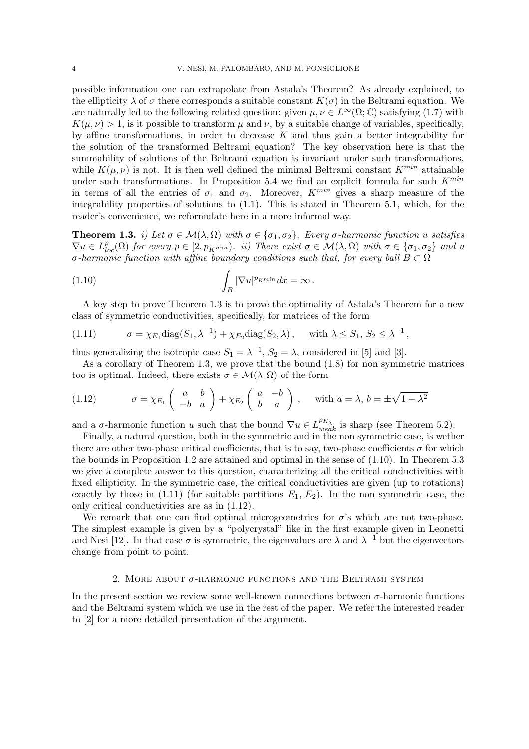possible information one can extrapolate from Astala's Theorem? As already explained, to the ellipticity $\lambda$ of $\sigma$ there corresponds a suitable constant $K(\sigma)$ in the Beltrami equation. We are naturally led to the following related question: given $\mu, \nu \in L^\infty(\Omega; \mathbb{C})$ satisfying (1.7) with $K(\mu, \nu) > 1$, is it possible to transform $\mu$ and $\nu$, by a suitable change of variables, specifically, by affine transformations, in order to decrease $K$ and thus gain a better integrability for the solution of the transformed Beltrami equation? The key observation here is that the summability of solutions of the Beltrami equation is invariant under such transformations, while $K(\mu, \nu)$ is not. It is then well defined the minimal Beltrami constant $K^{min}$ attainable under such transformations. In Proposition 5.4 we find an explicit formula for such $K^{min}$ in terms of all the entries of $\sigma_1$ and $\sigma_2$. Moreover, $K^{min}$ gives a sharp measure of the integrability properties of solutions to (1.1). This is stated in Theorem 5.1, which, for the reader's convenience, we reformulate here in a more informal way.

**Theorem 1.3.** *i) Let $\sigma \in \mathcal{M}(\lambda, \Omega)$ with $\sigma \in \{\sigma_1, \sigma_2\}$. Every $\sigma$-harmonic function $u$ satisfies $\nabla u \in L^p_{loc}(\Omega)$ for every $p \in [2, p_{K^{min}})$. ii) There exist $\sigma \in \mathcal{M}(\lambda, \Omega)$ with $\sigma \in \{\sigma_1, \sigma_2\}$ and a $\sigma$-harmonic function with affine boundary conditions such that, for every ball $B \subset \Omega$*

$$\int_B |\nabla u|^{p_{K^{min}}} dx = \infty \,. \tag{1.10}$$

A key step to prove Theorem 1.3 is to prove the optimality of Astala's Theorem for a new class of symmetric conductivities, specifically, for matrices of the form

$$\sigma = \chi_{E_1} \mathrm{diag}(S_1, \lambda^{-1}) + \chi_{E_2} \mathrm{diag}(S_2, \lambda) \,, \quad \text{with } \lambda \le S_1, \, S_2 \le \lambda^{-1} \,, \tag{1.11}$$

thus generalizing the isotropic case $S_1 = \lambda^{-1}$, $S_2 = \lambda$, considered in [5] and [3].

As a corollary of Theorem 1.3, we prove that the bound (1.8) for non symmetric matrices too is optimal. Indeed, there exists $\sigma \in \mathcal{M}(\lambda, \Omega)$ of the form

$$\sigma = \chi_{E_1} \begin{pmatrix} a & b \\ -b & a \end{pmatrix} + \chi_{E_2} \begin{pmatrix} a & -b \\ b & a \end{pmatrix} \,, \quad \text{with } a = \lambda, \, b = \pm\sqrt{1 - \lambda^2} \tag{1.12}$$

and a $\sigma$-harmonic function $u$ such that the bound $\nabla u \in L^{p_{K_\lambda}}_{weak}$ is sharp (see Theorem 5.2).

Finally, a natural question, both in the symmetric and in the non symmetric case, is wether there are other two-phase critical coefficients, that is to say, two-phase coefficients $\sigma$ for which the bounds in Proposition 1.2 are attained and optimal in the sense of (1.10). In Theorem 5.3 we give a complete answer to this question, characterizing all the critical conductivities with fixed ellipticity. In the symmetric case, the critical conductivities are given (up to rotations) exactly by those in (1.11) (for suitable partitions $E_1$, $E_2$). In the non symmetric case, the only critical conductivities are as in (1.12).

We remark that one can find optimal microgeometries for $\sigma$'s which are not two-phase. The simplest example is given by a "polycrystal" like in the first example given in Leonetti and Nesi [12]. In that case $\sigma$ is symmetric, the eigenvalues are $\lambda$ and $\lambda^{-1}$ but the eigenvectors change from point to point.

## 2. More about $\sigma$-harmonic functions and the Beltrami system

In the present section we review some well-known connections between $\sigma$-harmonic functions and the Beltrami system which we use in the rest of the paper. We refer the interested reader to [2] for a more detailed presentation of the argument.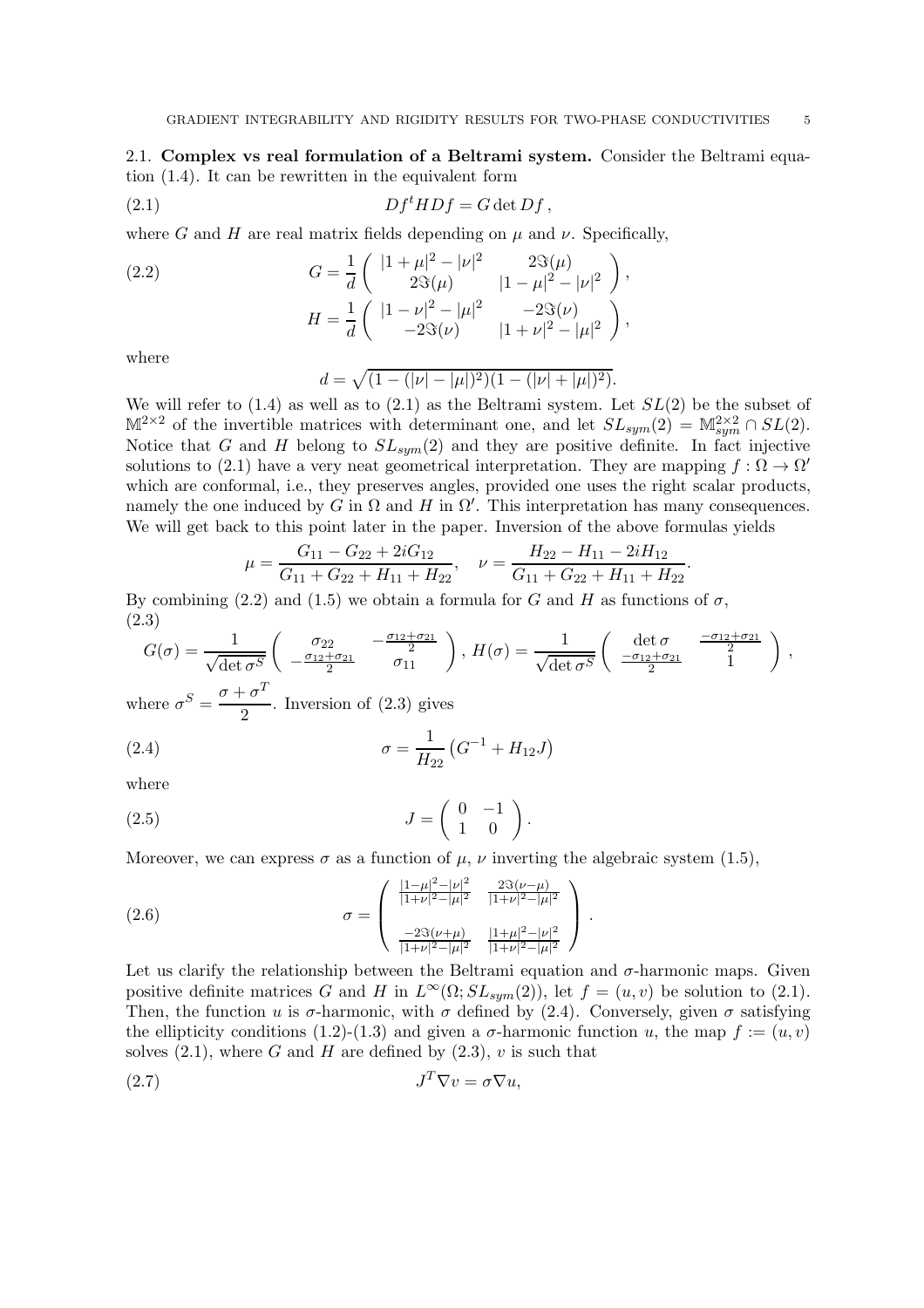2.1. **Complex vs real formulation of a Beltrami system.** Consider the Beltrami equation (1.4). It can be rewritten in the equivalent form

$$
Df^t H Df = G \det Df \,, \tag{2.1}
$$

where $G$ and $H$ are real matrix fields depending on $\mu$ and $\nu$. Specifically,

$$
G = \frac{1}{d}\begin{pmatrix} |1+\mu|^2 - |\nu|^2 & 2\Im(\mu) \\ 2\Im(\mu) & |1-\mu|^2 - |\nu|^2 \end{pmatrix}, \tag{2.2}
$$

$$
H = \frac{1}{d}\begin{pmatrix} |1-\nu|^2 - |\mu|^2 & -2\Im(\nu) \\ -2\Im(\nu) & |1+\nu|^2 - |\mu|^2 \end{pmatrix},
$$

where

$$
d = \sqrt{(1-(|\nu|-|\mu|)^2)(1-(|\nu|+|\mu|)^2)}.
$$

We will refer to (1.4) as well as to (2.1) as the Beltrami system. Let $SL(2)$ be the subset of $\mathbb{M}^{2\times 2}$ of the invertible matrices with determinant one, and let $SL_{sym}(2) = \mathbb{M}^{2\times 2}_{sym} \cap SL(2)$. Notice that $G$ and $H$ belong to $SL_{sym}(2)$ and they are positive definite. In fact injective solutions to (2.1) have a very neat geometrical interpretation. They are mapping $f : \Omega \to \Omega'$ which are conformal, i.e., they preserves angles, provided one uses the right scalar products, namely the one induced by $G$ in $\Omega$ and $H$ in $\Omega'$. This interpretation has many consequences. We will get back to this point later in the paper. Inversion of the above formulas yields

$$
\mu = \frac{G_{11} - G_{22} + 2iG_{12}}{G_{11} + G_{22} + H_{11} + H_{22}}, \quad \nu = \frac{H_{22} - H_{11} - 2iH_{12}}{G_{11} + G_{22} + H_{11} + H_{22}}.
$$

By combining (2.2) and (1.5) we obtain a formula for $G$ and $H$ as functions of $\sigma$,

$$
G(\sigma) = \frac{1}{\sqrt{\det \sigma^S}}\begin{pmatrix} \sigma_{22} & -\frac{\sigma_{12}+\sigma_{21}}{2} \\ -\frac{\sigma_{12}+\sigma_{21}}{2} & \sigma_{11} \end{pmatrix}, \; H(\sigma) = \frac{1}{\sqrt{\det \sigma^S}}\begin{pmatrix} \det \sigma & \frac{-\sigma_{12}+\sigma_{21}}{2} \\ \frac{-\sigma_{12}+\sigma_{21}}{2} & 1 \end{pmatrix}, \tag{2.3}
$$

where $\sigma^S = \dfrac{\sigma + \sigma^T}{2}$. Inversion of (2.3) gives

$$
\sigma = \frac{1}{H_{22}}\left(G^{-1} + H_{12} J\right) \tag{2.4}
$$

where

$$
J = \begin{pmatrix} 0 & -1 \\ 1 & 0 \end{pmatrix}. \tag{2.5}
$$

Moreover, we can express $\sigma$ as a function of $\mu$, $\nu$ inverting the algebraic system (1.5),

$$
\sigma = \begin{pmatrix} \frac{|1-\mu|^2 - |\nu|^2}{|1+\nu|^2 - |\mu|^2} & \frac{2\Im(\nu-\mu)}{|1+\nu|^2-|\mu|^2} \\[2ex] \frac{-2\Im(\nu+\mu)}{|1+\nu|^2-|\mu|^2} & \frac{|1+\mu|^2-|\nu|^2}{|1+\nu|^2-|\mu|^2} \end{pmatrix}. \tag{2.6}
$$

Let us clarify the relationship between the Beltrami equation and $\sigma$-harmonic maps. Given positive definite matrices $G$ and $H$ in $L^\infty(\Omega; SL_{sym}(2))$, let $f = (u, v)$ be solution to (2.1). Then, the function $u$ is $\sigma$-harmonic, with $\sigma$ defined by (2.4). Conversely, given $\sigma$ satisfying the ellipticity conditions (1.2)-(1.3) and given a $\sigma$-harmonic function $u$, the map $f := (u, v)$ solves (2.1), where $G$ and $H$ are defined by (2.3), $v$ is such that

$$
J^T \nabla v = \sigma \nabla u, \tag{2.7}
$$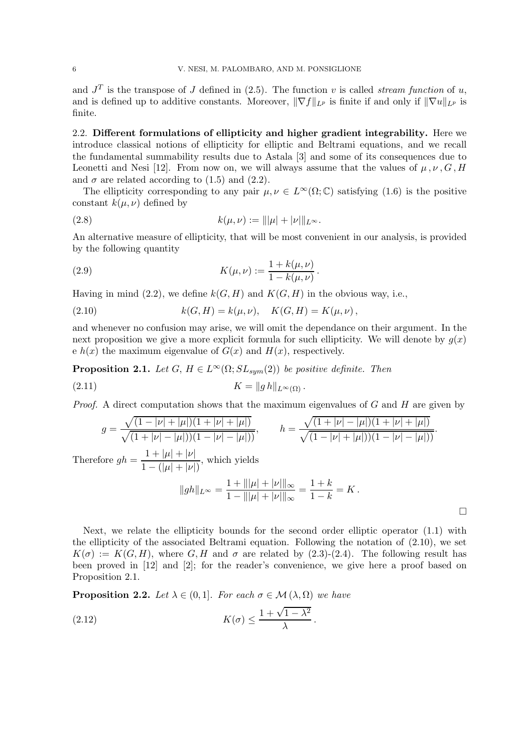and $J^T$ is the transpose of $J$ defined in (2.5). The function $v$ is called *stream function* of $u$, and is defined up to additive constants. Moreover, $\|\nabla f\|_{L^p}$ is finite if and only if $\|\nabla u\|_{L^p}$ is finite.

**2.2. Different formulations of ellipticity and higher gradient integrability.** Here we introduce classical notions of ellipticity for elliptic and Beltrami equations, and we recall the fundamental summability results due to Astala [3] and some of its consequences due to Leonetti and Nesi [12]. From now on, we will always assume that the values of $\mu, \nu, G, H$ and $\sigma$ are related according to (1.5) and (2.2).

The ellipticity corresponding to any pair $\mu, \nu \in L^\infty(\Omega;\mathbb{C})$ satisfying (1.6) is the positive constant $k(\mu,\nu)$ defined by

$$
k(\mu,\nu) := \||\mu| + |\nu|\|_{L^\infty}. \tag{2.8}
$$

An alternative measure of ellipticity, that will be most convenient in our analysis, is provided by the following quantity

$$
K(\mu,\nu) := \frac{1+k(\mu,\nu)}{1-k(\mu,\nu)}. \tag{2.9}
$$

Having in mind (2.2), we define $k(G,H)$ and $K(G,H)$ in the obvious way, i.e.,

$$
k(G,H) = k(\mu,\nu), \quad K(G,H) = K(\mu,\nu), \tag{2.10}
$$

and whenever no confusion may arise, we will omit the dependance on their argument. In the next proposition we give a more explicit formula for such ellipticity. We will denote by $g(x)$ e $h(x)$ the maximum eigenvalue of $G(x)$ and $H(x)$, respectively.

**Proposition 2.1.** *Let $G$, $H \in L^\infty(\Omega; SL_{sym}(2))$ be positive definite. Then*

$$
K = \|g\, h\|_{L^\infty(\Omega)}. \tag{2.11}
$$

*Proof.* A direct computation shows that the maximum eigenvalues of $G$ and $H$ are given by

$$
g = \frac{\sqrt{(1-|\nu|+|\mu|)(1+|\nu|+|\mu|)}}{\sqrt{(1+|\nu|-|\mu|))(1-|\nu|-|\mu|))}}, \qquad h = \frac{\sqrt{(1+|\nu|-|\mu|)(1+|\nu|+|\mu|)}}{\sqrt{(1-|\nu|+|\mu|))(1-|\nu|-|\mu|))}}.
$$

Therefore $gh = \dfrac{1+|\mu|+|\nu|}{1-(|\mu|+|\nu|)}$, which yields

$$
\|gh\|_{L^\infty} = \frac{1+\||\mu|+|\nu|\|_\infty}{1-\||\mu|+|\nu|\|_\infty} = \frac{1+k}{1-k} = K.
$$

□

Next, we relate the ellipticity bounds for the second order elliptic operator (1.1) with the ellipticity of the associated Beltrami equation. Following the notation of (2.10), we set $K(\sigma) := K(G,H)$, where $G, H$ and $\sigma$ are related by (2.3)-(2.4). The following result has been proved in [12] and [2]; for the reader's convenience, we give here a proof based on Proposition 2.1.

**Proposition 2.2.** *Let $\lambda \in (0,1]$. For each $\sigma \in \mathcal{M}(\lambda,\Omega)$ we have*

$$
K(\sigma) \le \frac{1+\sqrt{1-\lambda^2}}{\lambda}. \tag{2.12}
$$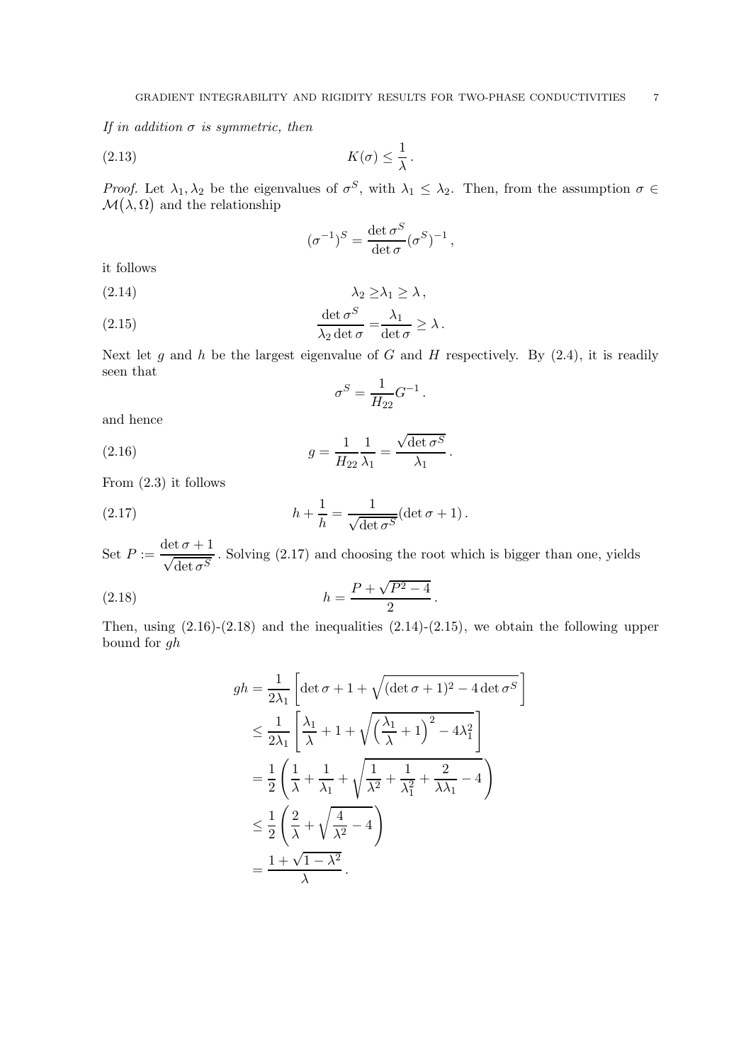*If in addition $\sigma$ is symmetric, then*

$$K(\sigma) \leq \frac{1}{\lambda}\,. \tag{2.13}$$

*Proof.* Let $\lambda_1, \lambda_2$ be the eigenvalues of $\sigma^S$, with $\lambda_1 \leq \lambda_2$. Then, from the assumption $\sigma \in \mathcal{M}\big(\lambda, \Omega\big)$ and the relationship

$$(\sigma^{-1})^S = \frac{\det \sigma^S}{\det \sigma}(\sigma^S)^{-1}\,,$$

it follows

$$\lambda_2 \geq \lambda_1 \geq \lambda\,, \tag{2.14}$$

$$\frac{\det \sigma^S}{\lambda_2 \det \sigma} = \frac{\lambda_1}{\det \sigma} \geq \lambda\,. \tag{2.15}$$

Next let $g$ and $h$ be the largest eigenvalue of $G$ and $H$ respectively. By (2.4), it is readily seen that

$$\sigma^S = \frac{1}{H_{22}} G^{-1}\,.$$

and hence

$$g = \frac{1}{H_{22}} \frac{1}{\lambda_1} = \frac{\sqrt{\det \sigma^S}}{\lambda_1}\,. \tag{2.16}$$

From (2.3) it follows

$$h + \frac{1}{h} = \frac{1}{\sqrt{\det \sigma^S}}(\det \sigma + 1)\,. \tag{2.17}$$

Set $P := \dfrac{\det \sigma + 1}{\sqrt{\det \sigma^S}}$. Solving (2.17) and choosing the root which is bigger than one, yields

$$h = \frac{P + \sqrt{P^2 - 4}}{2}\,. \tag{2.18}$$

Then, using (2.16)-(2.18) and the inequalities (2.14)-(2.15), we obtain the following upper bound for $gh$

$$\begin{aligned}
gh &= \frac{1}{2\lambda_1}\left[\det \sigma + 1 + \sqrt{(\det \sigma + 1)^2 - 4 \det \sigma^S}\right] \\
&\leq \frac{1}{2\lambda_1}\left[\frac{\lambda_1}{\lambda} + 1 + \sqrt{\Big(\frac{\lambda_1}{\lambda} + 1\Big)^2 - 4\lambda_1^2}\right] \\
&= \frac{1}{2}\left(\frac{1}{\lambda} + \frac{1}{\lambda_1} + \sqrt{\frac{1}{\lambda^2} + \frac{1}{\lambda_1^2} + \frac{2}{\lambda\lambda_1} - 4}\right) \\
&\leq \frac{1}{2}\left(\frac{2}{\lambda} + \sqrt{\frac{4}{\lambda^2} - 4}\right) \\
&= \frac{1 + \sqrt{1 - \lambda^2}}{\lambda}\,.
\end{aligned}$$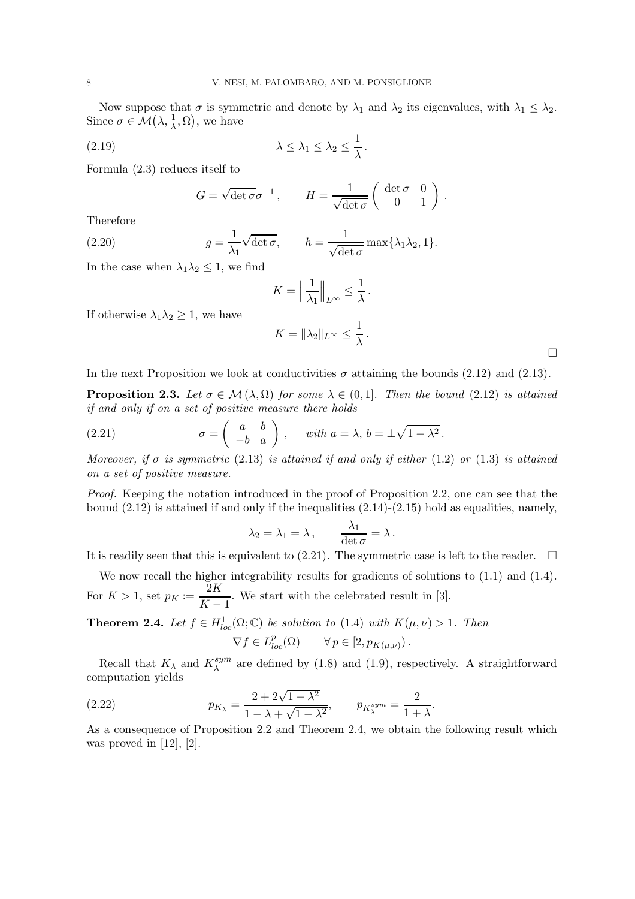Now suppose that $\sigma$ is symmetric and denote by $\lambda_1$ and $\lambda_2$ its eigenvalues, with $\lambda_1 \le \lambda_2$. Since $\sigma \in \mathcal{M}\big(\lambda, \frac{1}{\lambda}, \Omega\big)$, we have

$$\lambda \le \lambda_1 \le \lambda_2 \le \frac{1}{\lambda}\,. \tag{2.19}$$

Formula (2.3) reduces itself to

$$G = \sqrt{\det \sigma}\,\sigma^{-1}\,, \qquad H = \frac{1}{\sqrt{\det \sigma}} \begin{pmatrix} \det \sigma & 0 \\ 0 & 1 \end{pmatrix}.$$

Therefore

$$g = \frac{1}{\lambda_1}\sqrt{\det \sigma}, \qquad h = \frac{1}{\sqrt{\det \sigma}} \max\{\lambda_1 \lambda_2, 1\}. \tag{2.20}$$

In the case when $\lambda_1 \lambda_2 \le 1$, we find

$$K = \Big\| \frac{1}{\lambda_1} \Big\|_{L^\infty} \le \frac{1}{\lambda}\,.$$

If otherwise $\lambda_1 \lambda_2 \ge 1$, we have

$$K = \|\lambda_2\|_{L^\infty} \le \frac{1}{\lambda}\,.$$

□

In the next Proposition we look at conductivities $\sigma$ attaining the bounds (2.12) and (2.13).

**Proposition 2.3.** *Let $\sigma \in \mathcal{M}\,(\lambda, \Omega)$ for some $\lambda \in (0, 1]$. Then the bound (2.12) is attained if and only if on a set of positive measure there holds*

$$\sigma = \begin{pmatrix} a & b \\ -b & a \end{pmatrix}, \quad \text{with } a = \lambda,\, b = \pm\sqrt{1 - \lambda^2}\,. \tag{2.21}$$

*Moreover, if $\sigma$ is symmetric (2.13) is attained if and only if either (1.2) or (1.3) is attained on a set of positive measure.*

*Proof.* Keeping the notation introduced in the proof of Proposition 2.2, one can see that the bound (2.12) is attained if and only if the inequalities (2.14)-(2.15) hold as equalities, namely,

$$\lambda_2 = \lambda_1 = \lambda\,, \qquad \frac{\lambda_1}{\det \sigma} = \lambda\,.$$

It is readily seen that this is equivalent to (2.21). The symmetric case is left to the reader. □

We now recall the higher integrability results for gradients of solutions to (1.1) and (1.4). For $K > 1$, set $p_K := \dfrac{2K}{K-1}$. We start with the celebrated result in [3].

**Theorem 2.4.** *Let $f \in H^1_{loc}(\Omega; \mathbb{C})$ be solution to (1.4) with $K(\mu, \nu) > 1$. Then*

$$\nabla f \in L^p_{loc}(\Omega) \qquad \forall\, p \in [2, p_{K(\mu,\nu)})\,.$$

Recall that $K_\lambda$ and $K^{sym}_\lambda$ are defined by (1.8) and (1.9), respectively. A straightforward computation yields

$$p_{K_\lambda} = \frac{2 + 2\sqrt{1 - \lambda^2}}{1 - \lambda + \sqrt{1 - \lambda^2}}, \qquad p_{K^{sym}_\lambda} = \frac{2}{1 + \lambda}. \tag{2.22}$$

As a consequence of Proposition 2.2 and Theorem 2.4, we obtain the following result which was proved in [12], [2].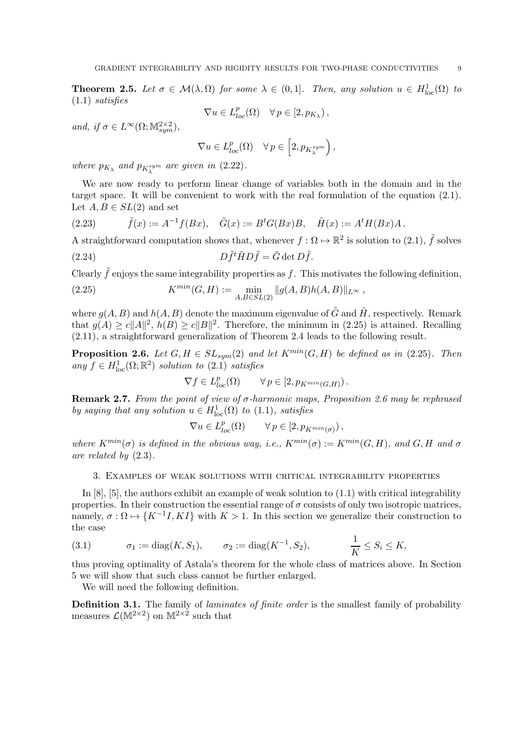**Theorem 2.5.** *Let $\sigma \in \mathcal{M}(\lambda, \Omega)$ for some $\lambda \in (0,1]$. Then, any solution $u \in H^1_{\rm loc}(\Omega)$ to* (1.1) *satisfies*

$$\nabla u \in L^p_{loc}(\Omega) \quad \forall\, p \in [2, p_{K_\lambda}) ,$$

*and, if $\sigma \in L^\infty(\Omega; \mathbb{M}^{2\times 2}_{sym})$,*

$$\nabla u \in L^p_{loc}(\Omega) \quad \forall\, p \in \Big[2, p_{K^{sym}_\lambda}\Big) ,$$

*where $p_{K_\lambda}$ and $p_{K^{sym}_\lambda}$ are given in* (2.22).

We are now ready to perform linear change of variables both in the domain and in the target space. It will be convenient to work with the real formulation of the equation (2.1). Let $A, B \in SL(2)$ and set

$$\tilde{f}(x) := A^{-1} f(Bx), \quad \tilde{G}(x) := B^t G(Bx) B, \quad \tilde{H}(x) := A^t H(Bx) A \,. \tag{2.23}$$

A straightforward computation shows that, whenever $f : \Omega \mapsto \mathbb{R}^2$ is solution to (2.1), $\tilde{f}$ solves

$$D\tilde{f}^t \tilde{H} D\tilde{f} = \tilde{G} \det D\tilde{f}. \tag{2.24}$$

Clearly $\tilde{f}$ enjoys the same integrability properties as $f$. This motivates the following definition,

$$K^{min}(G,H) := \min_{A,B\in SL(2)} \| g(A,B) h(A,B) \|_{L^\infty} \,, \tag{2.25}$$

where $g(A,B)$ and $h(A,B)$ denote the maximum eigenvalue of $\tilde{G}$ and $\tilde{H}$, respectively. Remark that $g(A) \geq c\|A\|^2$, $h(B) \geq c\|B\|^2$. Therefore, the minimum in (2.25) is attained. Recalling (2.11), a straightforward generalization of Theorem 2.4 leads to the following result.

**Proposition 2.6.** *Let $G, H \in SL_{sym}(2)$ and let $K^{min}(G,H)$ be defined as in* (2.25)*. Then any $f \in H^1_{\rm loc}(\Omega; \mathbb{R}^2)$ solution to* (2.1) *satisfies*

$$\nabla f \in L^p_{loc}(\Omega) \qquad \forall\, p \in [2, p_{K^{min}(G,H)}) .$$

**Remark 2.7.** *From the point of view of $\sigma$-harmonic maps, Proposition 2.6 may be rephrased by saying that any solution $u \in H^1_{\rm loc}(\Omega)$ to* (1.1)*, satisfies*

$$\nabla u \in L^p_{loc}(\Omega) \qquad \forall\, p \in [2, p_{K^{min}(\sigma)}) ,$$

*where $K^{min}(\sigma)$ is defined in the obvious way, i.e., $K^{min}(\sigma) := K^{min}(G,H)$, and $G, H$ and $\sigma$ are related by* (2.3).

## 3. Examples of weak solutions with critical integrability properties

In [8], [5], the authors exhibit an example of weak solution to (1.1) with critical integrability properties. In their construction the essential range of $\sigma$ consists of only two isotropic matrices, namely, $\sigma : \Omega \mapsto \{K^{-1}I, KI\}$ with $K > 1$. In this section we generalize their construction to the case

$$\sigma_1 := \mathrm{diag}(K, S_1), \qquad \sigma_2 := \mathrm{diag}(K^{-1}, S_2), \qquad \frac{1}{K} \leq S_i \leq K, \tag{3.1}$$

thus proving optimality of Astala's theorem for the whole class of matrices above. In Section 5 we will show that such class cannot be further enlarged.

We will need the following definition.

**Definition 3.1.** The family of *laminates of finite order* is the smallest family of probability measures $\mathcal{L}(\mathbb{M}^{2\times 2})$ on $\mathbb{M}^{2\times 2}$ such that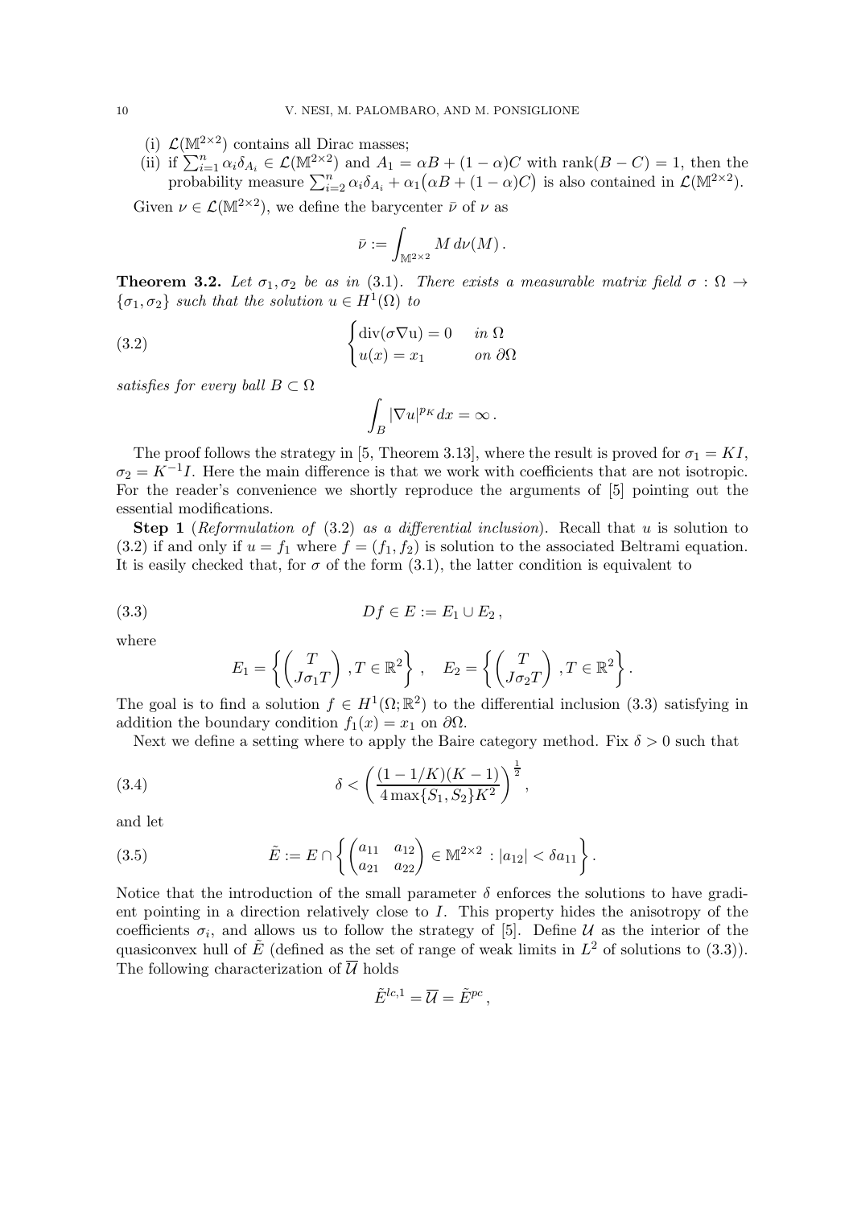(i) $\mathcal{L}(\mathbb{M}^{2\times 2})$ contains all Dirac masses;

(ii) if $\sum_{i=1}^n \alpha_i \delta_{A_i} \in \mathcal{L}(\mathbb{M}^{2\times 2})$ and $A_1 = \alpha B + (1-\alpha)C$ with $\operatorname{rank}(B-C) = 1$, then the probability measure $\sum_{i=2}^n \alpha_i \delta_{A_i} + \alpha_1\big(\alpha B + (1-\alpha)C\big)$ is also contained in $\mathcal{L}(\mathbb{M}^{2\times 2})$.

Given $\nu \in \mathcal{L}(\mathbb{M}^{2\times 2})$, we define the barycenter $\bar{\nu}$ of $\nu$ as

$$\bar{\nu} := \int_{\mathbb{M}^{2\times 2}} M \, d\nu(M) .$$

**Theorem 3.2.** *Let $\sigma_1, \sigma_2$ be as in* (3.1)*. There exists a measurable matrix field $\sigma : \Omega \to \{\sigma_1, \sigma_2\}$ such that the solution $u \in H^1(\Omega)$ to*

$$\begin{cases} \operatorname{div}(\sigma \nabla \mathrm{u}) = 0 & \text{in } \Omega \\ u(x) = x_1 & \text{on } \partial\Omega \end{cases} \tag{3.2}$$

*satisfies for every ball $B \subset \Omega$*

$$\int_B |\nabla u|^{p_K} dx = \infty .$$

The proof follows the strategy in [5, Theorem 3.13], where the result is proved for $\sigma_1 = KI$, $\sigma_2 = K^{-1}I$. Here the main difference is that we work with coefficients that are not isotropic. For the reader's convenience we shortly reproduce the arguments of [5] pointing out the essential modifications.

**Step 1** (*Reformulation of* (3.2) *as a differential inclusion*). Recall that $u$ is solution to (3.2) if and only if $u = f_1$ where $f = (f_1, f_2)$ is solution to the associated Beltrami equation. It is easily checked that, for $\sigma$ of the form (3.1), the latter condition is equivalent to

$$Df \in E := E_1 \cup E_2 , \tag{3.3}$$

where

$$E_1 = \left\{ \begin{pmatrix} T \\ J\sigma_1 T \end{pmatrix}, T \in \mathbb{R}^2 \right\}, \quad E_2 = \left\{ \begin{pmatrix} T \\ J\sigma_2 T \end{pmatrix}, T \in \mathbb{R}^2 \right\}.$$

The goal is to find a solution $f \in H^1(\Omega; \mathbb{R}^2)$ to the differential inclusion (3.3) satisfying in addition the boundary condition $f_1(x) = x_1$ on $\partial\Omega$.

Next we define a setting where to apply the Baire category method. Fix $\delta > 0$ such that

$$\delta < \left( \frac{(1 - 1/K)(K-1)}{4 \max\{S_1, S_2\} K^2} \right)^{\frac{1}{2}}, \tag{3.4}$$

and let

$$\tilde{E} := E \cap \left\{ \begin{pmatrix} a_{11} & a_{12} \\ a_{21} & a_{22} \end{pmatrix} \in \mathbb{M}^{2\times 2} : |a_{12}| < \delta a_{11} \right\}. \tag{3.5}$$

Notice that the introduction of the small parameter $\delta$ enforces the solutions to have gradient pointing in a direction relatively close to $I$. This property hides the anisotropy of the coefficients $\sigma_i$, and allows us to follow the strategy of [5]. Define $\mathcal{U}$ as the interior of the quasiconvex hull of $\tilde{E}$ (defined as the set of range of weak limits in $L^2$ of solutions to (3.3)). The following characterization of $\overline{\mathcal{U}}$ holds

$$\tilde{E}^{lc,1} = \overline{\mathcal{U}} = \tilde{E}^{pc} ,$$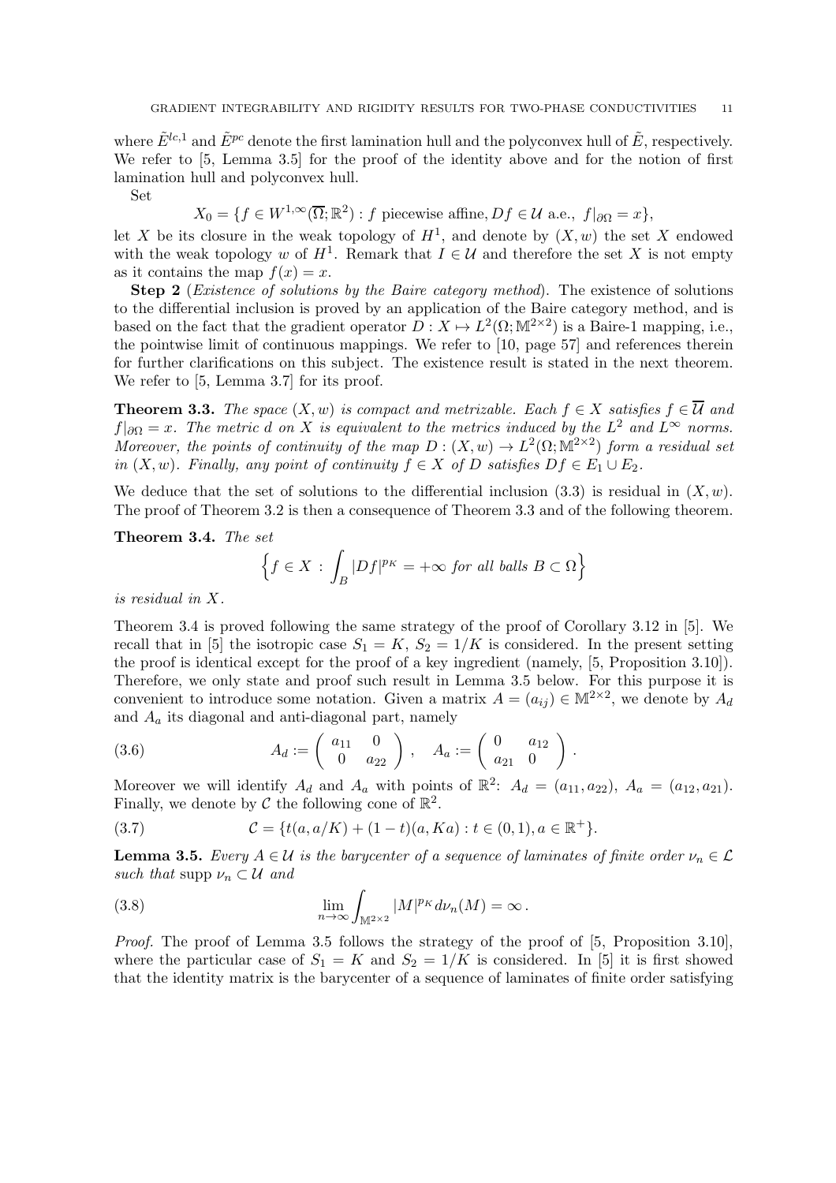where $\tilde{E}^{lc,1}$ and $\tilde{E}^{pc}$ denote the first lamination hull and the polyconvex hull of $\tilde{E}$, respectively. We refer to [5, Lemma 3.5] for the proof of the identity above and for the notion of first lamination hull and polyconvex hull.

Set

$$X_0 = \{f \in W^{1,\infty}(\overline{\Omega}; \mathbb{R}^2) : f \text{ piecewise affine}, Df \in \mathcal{U} \text{ a.e.}, \ f|_{\partial\Omega} = x\},$$

let $X$ be its closure in the weak topology of $H^1$, and denote by $(X, w)$ the set $X$ endowed with the weak topology $w$ of $H^1$. Remark that $I \in \mathcal{U}$ and therefore the set $X$ is not empty as it contains the map $f(x) = x$.

**Step 2** (*Existence of solutions by the Baire category method*). The existence of solutions to the differential inclusion is proved by an application of the Baire category method, and is based on the fact that the gradient operator $D : X \mapsto L^2(\Omega; \mathbb{M}^{2\times 2})$ is a Baire-1 mapping, i.e., the pointwise limit of continuous mappings. We refer to [10, page 57] and references therein for further clarifications on this subject. The existence result is stated in the next theorem. We refer to [5, Lemma 3.7] for its proof.

**Theorem 3.3.** *The space $(X, w)$ is compact and metrizable. Each $f \in X$ satisfies $f \in \overline{\mathcal{U}}$ and $f|_{\partial\Omega} = x$. The metric $d$ on $X$ is equivalent to the metrics induced by the $L^2$ and $L^\infty$ norms. Moreover, the points of continuity of the map $D : (X, w) \to L^2(\Omega; \mathbb{M}^{2\times 2})$ form a residual set in $(X, w)$. Finally, any point of continuity $f \in X$ of $D$ satisfies $Df \in E_1 \cup E_2$.*

We deduce that the set of solutions to the differential inclusion (3.3) is residual in $(X, w)$. The proof of Theorem 3.2 is then a consequence of Theorem 3.3 and of the following theorem.

**Theorem 3.4.** *The set*

$$\Big\{ f \in X \, : \, \int_B |Df|^{p_K} = +\infty \text{ for all balls } B \subset \Omega \Big\}$$

*is residual in $X$.*

Theorem 3.4 is proved following the same strategy of the proof of Corollary 3.12 in [5]. We recall that in [5] the isotropic case $S_1 = K$, $S_2 = 1/K$ is considered. In the present setting the proof is identical except for the proof of a key ingredient (namely, [5, Proposition 3.10]). Therefore, we only state and proof such result in Lemma 3.5 below. For this purpose it is convenient to introduce some notation. Given a matrix $A = (a_{ij}) \in \mathbb{M}^{2\times 2}$, we denote by $A_d$ and $A_a$ its diagonal and anti-diagonal part, namely

$$A_d := \begin{pmatrix} a_{11} & 0 \\ 0 & a_{22} \end{pmatrix}, \quad A_a := \begin{pmatrix} 0 & a_{12} \\ a_{21} & 0 \end{pmatrix}. \tag{3.6}$$

Moreover we will identify $A_d$ and $A_a$ with points of $\mathbb{R}^2$: $A_d = (a_{11}, a_{22})$, $A_a = (a_{12}, a_{21})$. Finally, we denote by $\mathcal{C}$ the following cone of $\mathbb{R}^2$.

$$\mathcal{C} = \{t(a, a/K) + (1-t)(a, Ka) : t \in (0,1), a \in \mathbb{R}^+\}. \tag{3.7}$$

**Lemma 3.5.** *Every $A \in \mathcal{U}$ is the barycenter of a sequence of laminates of finite order $\nu_n \in \mathcal{L}$ such that $\operatorname{supp} \nu_n \subset \mathcal{U}$ and*

$$\lim_{n\to\infty} \int_{\mathbb{M}^{2\times 2}} |M|^{p_K} d\nu_n(M) = \infty\,. \tag{3.8}$$

*Proof.* The proof of Lemma 3.5 follows the strategy of the proof of [5, Proposition 3.10], where the particular case of $S_1 = K$ and $S_2 = 1/K$ is considered. In [5] it is first showed that the identity matrix is the barycenter of a sequence of laminates of finite order satisfying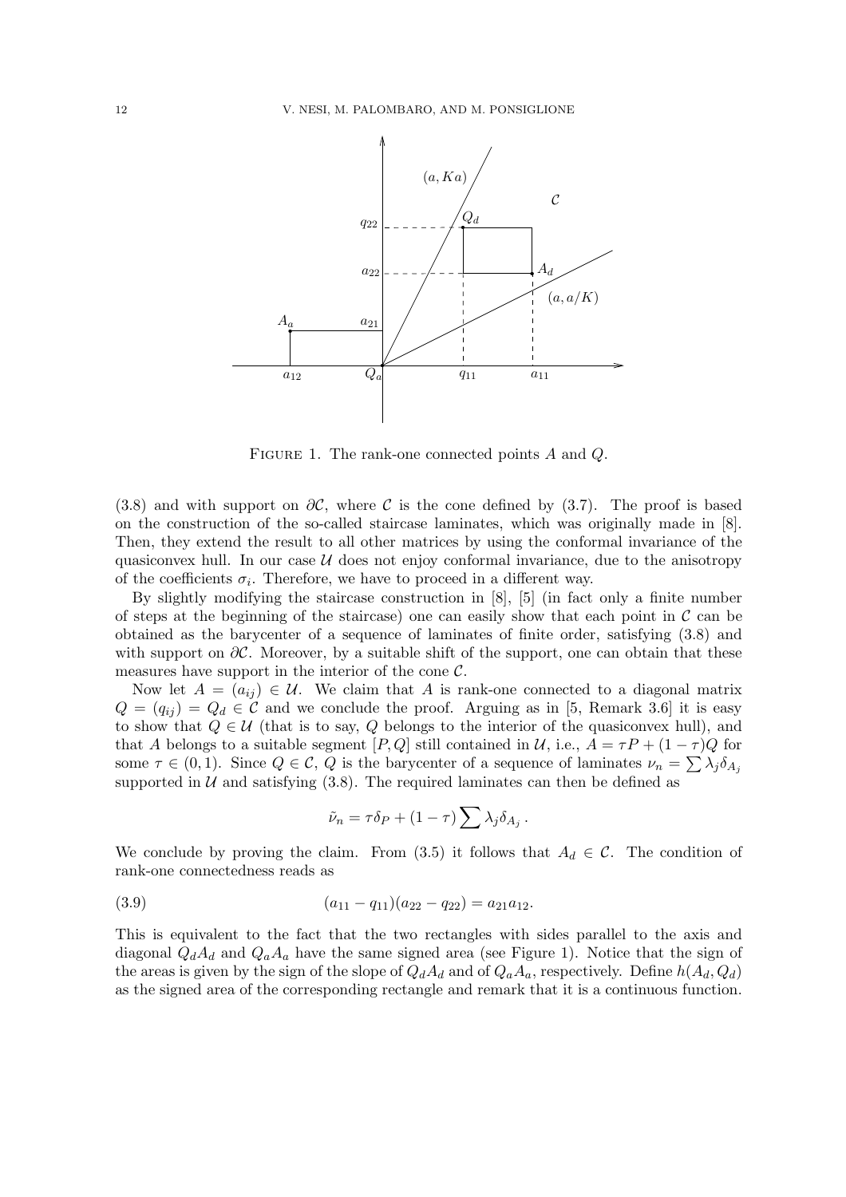FIGURE 1. The rank-one connected points $A$ and $Q$.

(3.8) and with support on $\partial\mathcal{C}$, where $\mathcal{C}$ is the cone defined by (3.7). The proof is based on the construction of the so-called staircase laminates, which was originally made in [8]. Then, they extend the result to all other matrices by using the conformal invariance of the quasiconvex hull. In our case $\mathcal{U}$ does not enjoy conformal invariance, due to the anisotropy of the coefficients $\sigma_i$. Therefore, we have to proceed in a different way.

By slightly modifying the staircase construction in [8], [5] (in fact only a finite number of steps at the beginning of the staircase) one can easily show that each point in $\mathcal{C}$ can be obtained as the barycenter of a sequence of laminates of finite order, satisfying (3.8) and with support on $\partial\mathcal{C}$. Moreover, by a suitable shift of the support, one can obtain that these measures have support in the interior of the cone $\mathcal{C}$.

Now let $A = (a_{ij}) \in \mathcal{U}$. We claim that $A$ is rank-one connected to a diagonal matrix $Q = (q_{ij}) = Q_d \in \mathcal{C}$ and we conclude the proof. Arguing as in [5, Remark 3.6] it is easy to show that $Q \in \mathcal{U}$ (that is to say, $Q$ belongs to the interior of the quasiconvex hull), and that $A$ belongs to a suitable segment $[P, Q]$ still contained in $\mathcal{U}$, i.e., $A = \tau P + (1-\tau)Q$ for some $\tau \in (0,1)$. Since $Q \in \mathcal{C}$, $Q$ is the barycenter of a sequence of laminates $\nu_n = \sum \lambda_j \delta_{A_j}$ supported in $\mathcal{U}$ and satisfying (3.8). The required laminates can then be defined as

$$\tilde{\nu}_n = \tau \delta_P + (1-\tau) \sum \lambda_j \delta_{A_j}\,.$$

We conclude by proving the claim. From (3.5) it follows that $A_d \in \mathcal{C}$. The condition of rank-one connectedness reads as

$$(a_{11} - q_{11})(a_{22} - q_{22}) = a_{21} a_{12}. \tag{3.9}$$

This is equivalent to the fact that the two rectangles with sides parallel to the axis and diagonal $Q_d A_d$ and $Q_a A_a$ have the same signed area (see Figure 1). Notice that the sign of the areas is given by the sign of the slope of $Q_d A_d$ and of $Q_a A_a$, respectively. Define $h(A_d, Q_d)$ as the signed area of the corresponding rectangle and remark that it is a continuous function.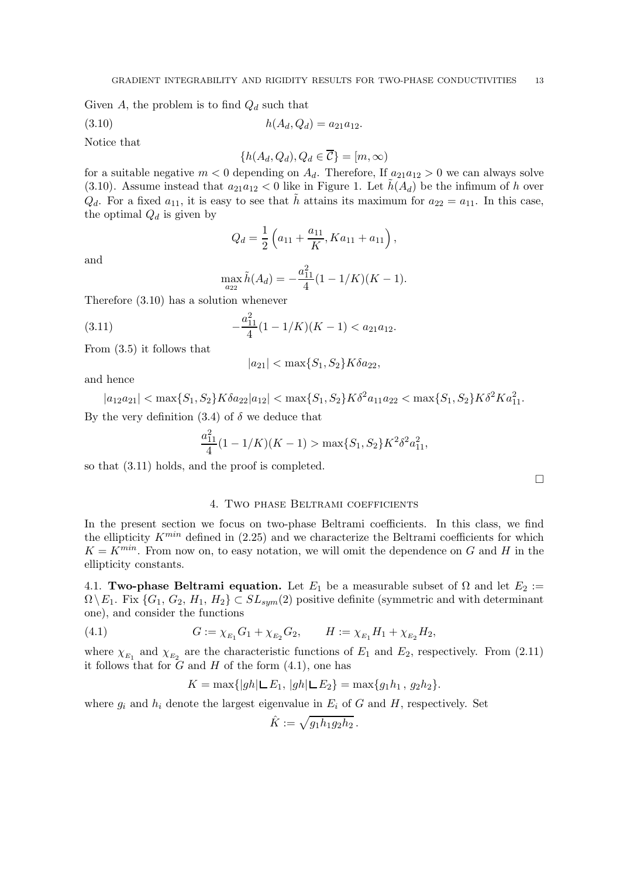Given $A$, the problem is to find $Q_d$ such that

$$h(A_d, Q_d) = a_{21}a_{12}. \tag{3.10}$$

Notice that

$$\{h(A_d, Q_d), Q_d \in \overline{\mathcal{C}}\} = [m, \infty)$$

for a suitable negative $m < 0$ depending on $A_d$. Therefore, If $a_{21}a_{12} > 0$ we can always solve (3.10). Assume instead that $a_{21}a_{12} < 0$ like in Figure 1. Let $\tilde{h}(A_d)$ be the infimum of $h$ over $Q_d$. For a fixed $a_{11}$, it is easy to see that $\tilde{h}$ attains its maximum for $a_{22} = a_{11}$. In this case, the optimal $Q_d$ is given by

$$Q_d = \frac{1}{2}\left(a_{11} + \frac{a_{11}}{K}, Ka_{11} + a_{11}\right),$$

and

$$\max_{a_{22}} \tilde{h}(A_d) = -\frac{a_{11}^2}{4}(1 - 1/K)(K - 1).$$

Therefore (3.10) has a solution whenever

$$-\frac{a_{11}^2}{4}(1 - 1/K)(K - 1) < a_{21}a_{12}. \tag{3.11}$$

From (3.5) it follows that

$$|a_{21}| < \max\{S_1, S_2\}K\delta a_{22},$$

and hence

$$|a_{12}a_{21}| < \max\{S_1, S_2\}K\delta a_{22}|a_{12}| < \max\{S_1, S_2\}K\delta^2 a_{11}a_{22} < \max\{S_1, S_2\}K\delta^2 Ka_{11}^2.$$

By the very definition (3.4) of $\delta$ we deduce that

$$\frac{a_{11}^2}{4}(1 - 1/K)(K - 1) > \max\{S_1, S_2\}K^2\delta^2 a_{11}^2,$$

so that (3.11) holds, and the proof is completed. □

## 4. Two phase Beltrami coefficients

In the present section we focus on two-phase Beltrami coefficients. In this class, we find the ellipticity $K^{min}$ defined in (2.25) and we characterize the Beltrami coefficients for which $K = K^{min}$. From now on, to easy notation, we will omit the dependence on $G$ and $H$ in the ellipticity constants.

### 4.1. Two-phase Beltrami equation.

Let $E_1$ be a measurable subset of $\Omega$ and let $E_2 := \Omega \setminus E_1$. Fix $\{G_1, G_2, H_1, H_2\} \subset SL_{sym}(2)$ positive definite (symmetric and with determinant one), and consider the functions

$$G := \chi_{E_1} G_1 + \chi_{E_2} G_2, \qquad H := \chi_{E_1} H_1 + \chi_{E_2} H_2, \tag{4.1}$$

where $\chi_{E_1}$ and $\chi_{E_2}$ are the characteristic functions of $E_1$ and $E_2$, respectively. From (2.11) it follows that for $G$ and $H$ of the form (4.1), one has

$$K = \max\{|gh| \llcorner E_1, \, |gh| \llcorner E_2\} = \max\{g_1 h_1 \, , \, g_2 h_2\}.$$

where $g_i$ and $h_i$ denote the largest eigenvalue in $E_i$ of $G$ and $H$, respectively. Set

$$\hat{K} := \sqrt{g_1 h_1 g_2 h_2}\,.$$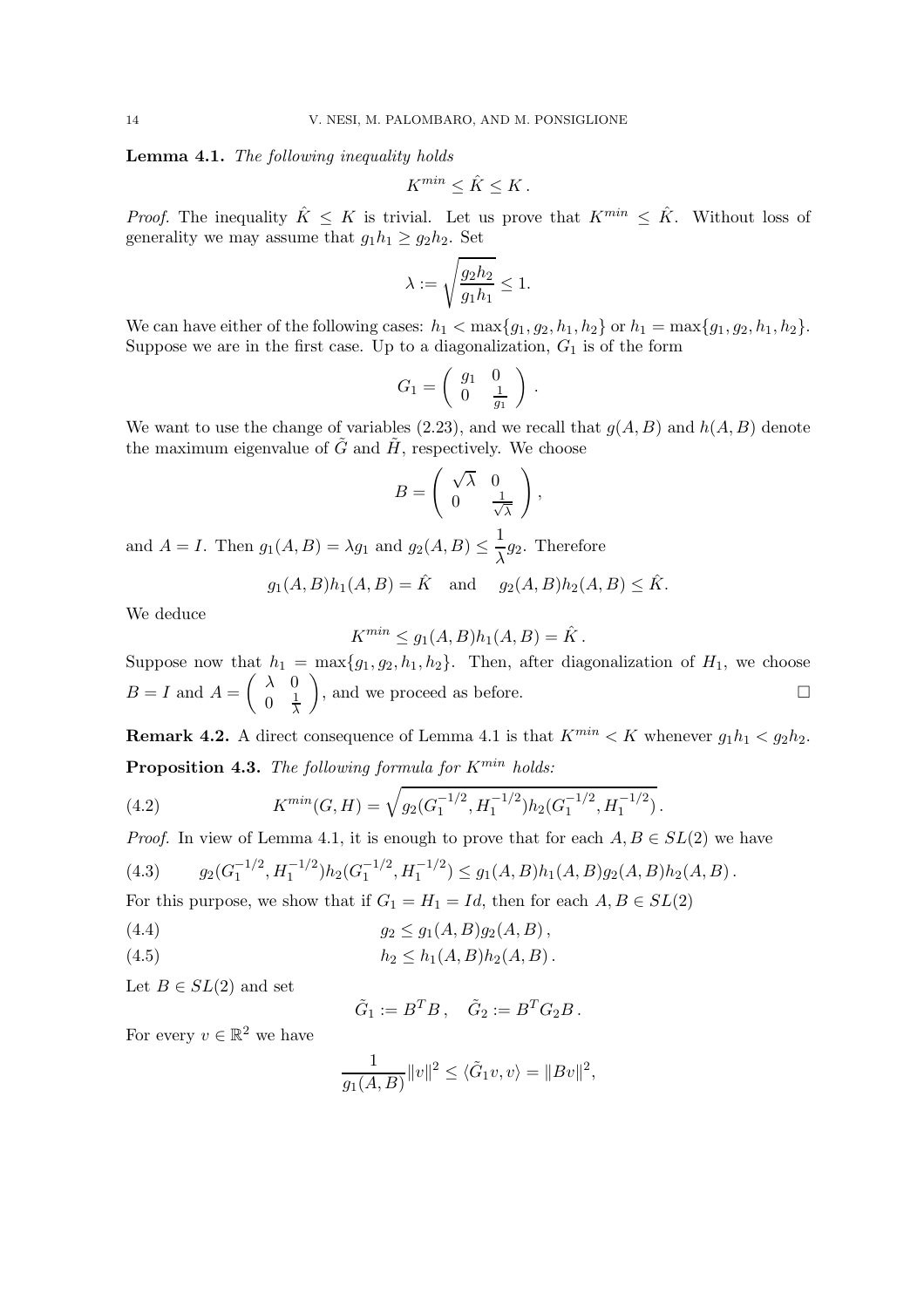**Lemma 4.1.** *The following inequality holds*

$$K^{min} \leq \hat{K} \leq K\,.$$

*Proof.* The inequality $\hat{K} \leq K$ is trivial. Let us prove that $K^{min} \leq \hat{K}$. Without loss of generality we may assume that $g_1 h_1 \geq g_2 h_2$. Set

$$\lambda := \sqrt{\frac{g_2 h_2}{g_1 h_1}} \leq 1.$$

We can have either of the following cases: $h_1 < \max\{g_1, g_2, h_1, h_2\}$ or $h_1 = \max\{g_1, g_2, h_1, h_2\}$. Suppose we are in the first case. Up to a diagonalization, $G_1$ is of the form

$$G_1 = \begin{pmatrix} g_1 & 0 \\ 0 & \frac{1}{g_1} \end{pmatrix}.$$

We want to use the change of variables (2.23), and we recall that $g(A, B)$ and $h(A, B)$ denote the maximum eigenvalue of $\tilde{G}$ and $\tilde{H}$, respectively. We choose

$$B = \begin{pmatrix} \sqrt{\lambda} & 0 \\ 0 & \frac{1}{\sqrt{\lambda}} \end{pmatrix},$$

and $A = I$. Then $g_1(A, B) = \lambda g_1$ and $g_2(A, B) \leq \dfrac{1}{\lambda} g_2$. Therefore

$$g_1(A, B) h_1(A, B) = \hat{K} \quad \text{and} \quad g_2(A, B) h_2(A, B) \leq \hat{K}.$$

We deduce

$$K^{min} \leq g_1(A, B) h_1(A, B) = \hat{K}\,.$$

Suppose now that $h_1 = \max\{g_1, g_2, h_1, h_2\}$. Then, after diagonalization of $H_1$, we choose $B = I$ and $A = \begin{pmatrix} \lambda & 0 \\ 0 & \frac{1}{\lambda} \end{pmatrix}$, and we proceed as before. $\square$

**Remark 4.2.** A direct consequence of Lemma 4.1 is that $K^{min} < K$ whenever $g_1 h_1 < g_2 h_2$.

**Proposition 4.3.** *The following formula for $K^{min}$ holds:*

$$K^{min}(G, H) = \sqrt{g_2(G_1^{-1/2}, H_1^{-1/2}) h_2(G_1^{-1/2}, H_1^{-1/2})}\,. \tag{4.2}$$

*Proof.* In view of Lemma 4.1, it is enough to prove that for each $A, B \in SL(2)$ we have

$$g_2(G_1^{-1/2}, H_1^{-1/2}) h_2(G_1^{-1/2}, H_1^{-1/2}) \leq g_1(A, B) h_1(A, B) g_2(A, B) h_2(A, B)\,. \tag{4.3}$$

For this purpose, we show that if $G_1 = H_1 = Id$, then for each $A, B \in SL(2)$

$$g_2 \leq g_1(A, B) g_2(A, B)\,, \tag{4.4}$$

$$h_2 \leq h_1(A, B) h_2(A, B)\,. \tag{4.5}$$

Let $B \in SL(2)$ and set

$$\tilde{G}_1 := B^T B\,, \quad \tilde{G}_2 := B^T G_2 B\,.$$

For every $v \in \mathbb{R}^2$ we have

$$\frac{1}{g_1(A, B)} \|v\|^2 \leq \langle \tilde{G}_1 v, v \rangle = \|Bv\|^2,$$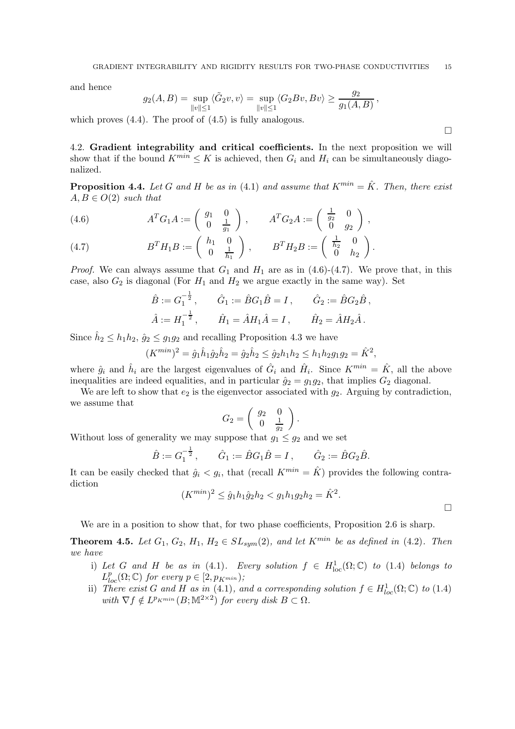and hence

$$g_2(A,B) = \sup_{\|v\|\leq 1} \langle \tilde{G}_2 v, v\rangle = \sup_{\|v\|\leq 1} \langle G_2 Bv, Bv\rangle \geq \frac{g_2}{g_1(A,B)}\,,$$

which proves (4.4). The proof of (4.5) is fully analogous.

$\square$

4.2. **Gradient integrability and critical coefficients.** In the next proposition we will show that if the bound $K^{min} \leq K$ is achieved, then $G_i$ and $H_i$ can be simultaneously diagonalized.

**Proposition 4.4.** *Let $G$ and $H$ be as in (4.1) and assume that $K^{min} = \hat{K}$. Then, there exist $A, B \in O(2)$ such that*

$$A^T G_1 A := \begin{pmatrix} g_1 & 0 \\ 0 & \frac{1}{g_1} \end{pmatrix}, \qquad A^T G_2 A := \begin{pmatrix} \frac{1}{g_2} & 0 \\ 0 & g_2 \end{pmatrix}, \tag{4.6}$$

$$B^T H_1 B := \begin{pmatrix} h_1 & 0 \\ 0 & \frac{1}{h_1} \end{pmatrix}, \qquad B^T H_2 B := \begin{pmatrix} \frac{1}{h_2} & 0 \\ 0 & h_2 \end{pmatrix}. \tag{4.7}$$

*Proof.* We can always assume that $G_1$ and $H_1$ are as in (4.6)-(4.7). We prove that, in this case, also $G_2$ is diagonal (For $H_1$ and $H_2$ we argue exactly in the same way). Set

$$\hat{B} := G_1^{-\frac{1}{2}}\,, \qquad \hat{G}_1 := \hat{B}G_1\hat{B} = I\,, \qquad \hat{G}_2 := \hat{B}G_2\hat{B}\,,$$

$$\hat{A} := H_1^{-\frac{1}{2}}\,, \qquad \hat{H}_1 = \hat{A}H_1\hat{A} = I\,, \qquad \hat{H}_2 = \hat{A}H_2\hat{A}\,.$$

Since $\hat{h}_2 \leq h_1 h_2$, $\hat{g}_2 \leq g_1 g_2$ and recalling Proposition 4.3 we have

$$(K^{min})^2 = \hat{g}_1\hat{h}_1\hat{g}_2\hat{h}_2 = \hat{g}_2\hat{h}_2 \leq \hat{g}_2 h_1 h_2 \leq h_1 h_2 g_1 g_2 = \hat{K}^2,$$

where $\hat{g}_i$ and $\hat{h}_i$ are the largest eigenvalues of $\hat{G}_i$ and $\hat{H}_i$. Since $K^{min} = \hat{K}$, all the above inequalities are indeed equalities, and in particular $\hat{g}_2 = g_1 g_2$, that implies $G_2$ diagonal.

We are left to show that $e_2$ is the eigenvector associated with $g_2$. Arguing by contradiction, we assume that

$$G_2 = \begin{pmatrix} g_2 & 0 \\ 0 & \frac{1}{g_2} \end{pmatrix}.$$

Without loss of generality we may suppose that $g_1 \leq g_2$ and we set

$$\hat{B} := G_1^{-\frac{1}{2}}\,, \qquad \hat{G}_1 := \hat{B}G_1\hat{B} = I\,, \qquad \hat{G}_2 := \hat{B}G_2\hat{B}.$$

It can be easily checked that $\hat{g}_i < g_i$, that (recall $K^{min} = \hat{K}$) provides the following contradiction

$$(K^{min})^2 \leq \hat{g}_1 h_1 \hat{g}_2 h_2 < g_1 h_1 g_2 h_2 = \hat{K}^2.$$

$\square$

We are in a position to show that, for two phase coefficients, Proposition 2.6 is sharp.

**Theorem 4.5.** *Let $G_1$, $G_2$, $H_1$, $H_2 \in SL_{sym}(2)$, and let $K^{min}$ be as defined in (4.2). Then we have*

i) *Let $G$ and $H$ be as in (4.1). Every solution $f \in H^1_{\rm loc}(\Omega;\mathbb{C})$ to (1.4) belongs to $L^p_{loc}(\Omega;\mathbb{C})$ for every $p \in [2, p_{K^{min}})$;*

ii) *There exist $G$ and $H$ as in (4.1), and a corresponding solution $f \in H^1_{loc}(\Omega;\mathbb{C})$ to (1.4) with $\nabla f \notin L^{p_{K^{min}}}(B;\mathbb{M}^{2\times 2})$ for every disk $B \subset \Omega$.*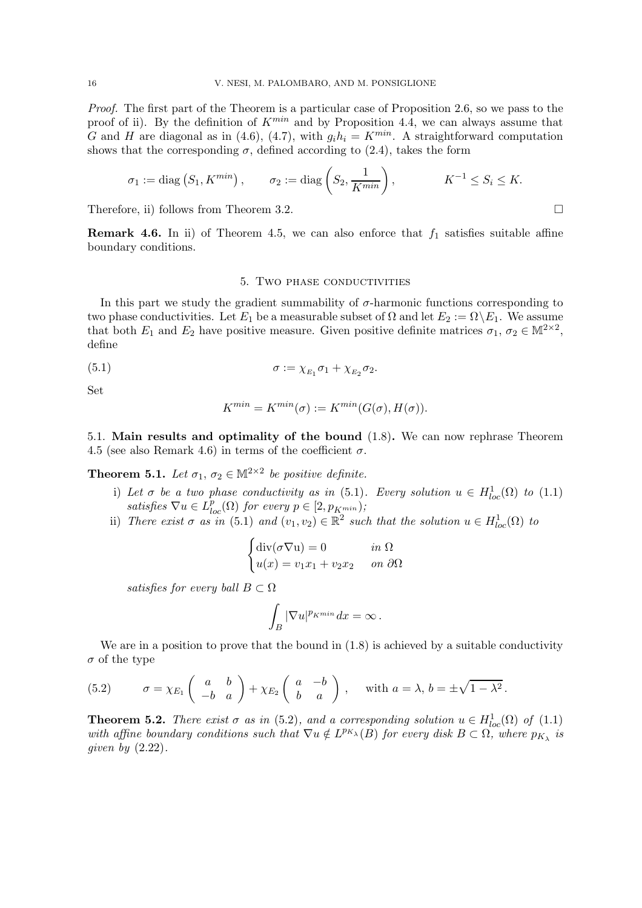*Proof.* The first part of the Theorem is a particular case of Proposition 2.6, so we pass to the proof of ii). By the definition of $K^{min}$ and by Proposition 4.4, we can always assume that $G$ and $H$ are diagonal as in (4.6), (4.7), with $g_i h_i = K^{min}$. A straightforward computation shows that the corresponding $\sigma$, defined according to (2.4), takes the form

$$\sigma_1 := \operatorname{diag}\left(S_1, K^{min}\right), \qquad \sigma_2 := \operatorname{diag}\left(S_2, \frac{1}{K^{min}}\right), \qquad K^{-1} \leq S_i \leq K.$$

Therefore, ii) follows from Theorem 3.2. □

**Remark 4.6.** In ii) of Theorem 4.5, we can also enforce that $f_1$ satisfies suitable affine boundary conditions.

## 5. Two phase conductivities

In this part we study the gradient summability of $\sigma$-harmonic functions corresponding to two phase conductivities. Let $E_1$ be a measurable subset of $\Omega$ and let $E_2 := \Omega \setminus E_1$. We assume that both $E_1$ and $E_2$ have positive measure. Given positive definite matrices $\sigma_1, \sigma_2 \in \mathbb{M}^{2\times 2}$, define

$$\sigma := \chi_{E_1} \sigma_1 + \chi_{E_2} \sigma_2. \tag{5.1}$$

Set

$$K^{min} = K^{min}(\sigma) := K^{min}(G(\sigma), H(\sigma)).$$

### 5.1. Main results and optimality of the bound (1.8).

We can now rephrase Theorem 4.5 (see also Remark 4.6) in terms of the coefficient $\sigma$.

**Theorem 5.1.** *Let $\sigma_1, \sigma_2 \in \mathbb{M}^{2\times 2}$ be positive definite.*

i) *Let $\sigma$ be a two phase conductivity as in (5.1). Every solution $u \in H^1_{loc}(\Omega)$ to (1.1) satisfies $\nabla u \in L^p_{loc}(\Omega)$ for every $p \in [2, p_{K^{min}})$;*

ii) *There exist $\sigma$ as in (5.1) and $(v_1, v_2) \in \mathbb{R}^2$ such that the solution $u \in H^1_{loc}(\Omega)$ to*

$$\begin{cases} \operatorname{div}(\sigma \nabla u) = 0 & \text{in } \Omega \\ u(x) = v_1 x_1 + v_2 x_2 & \text{on } \partial\Omega \end{cases}$$

*satisfies for every ball $B \subset \Omega$*

$$\int_B |\nabla u|^{p_{K^{min}}} dx = \infty\,.$$

We are in a position to prove that the bound in (1.8) is achieved by a suitable conductivity $\sigma$ of the type

$$\sigma = \chi_{E_1} \begin{pmatrix} a & b \\ -b & a \end{pmatrix} + \chi_{E_2} \begin{pmatrix} a & -b \\ b & a \end{pmatrix}, \quad \text{with } a = \lambda,\, b = \pm\sqrt{1-\lambda^2}\,. \tag{5.2}$$

**Theorem 5.2.** *There exist $\sigma$ as in (5.2), and a corresponding solution $u \in H^1_{loc}(\Omega)$ of (1.1) with affine boundary conditions such that $\nabla u \notin L^{p_{K_\lambda}}(B)$ for every disk $B \subset \Omega$, where $p_{K_\lambda}$ is given by (2.22).*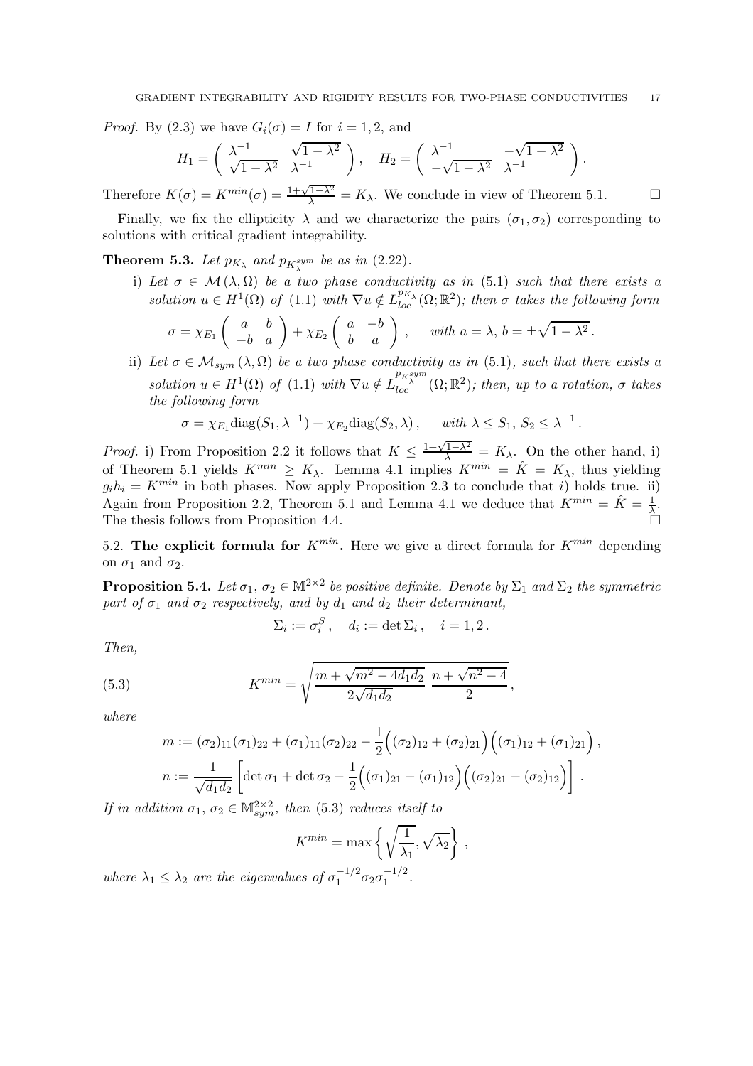*Proof.* By (2.3) we have $G_i(\sigma) = I$ for $i = 1, 2$, and

$$H_1 = \begin{pmatrix} \lambda^{-1} & \sqrt{1-\lambda^2} \\ \sqrt{1-\lambda^2} & \lambda^{-1} \end{pmatrix}, \quad H_2 = \begin{pmatrix} \lambda^{-1} & -\sqrt{1-\lambda^2} \\ -\sqrt{1-\lambda^2} & \lambda^{-1} \end{pmatrix}.$$

Therefore $K(\sigma) = K^{min}(\sigma) = \frac{1+\sqrt{1-\lambda^2}}{\lambda} = K_\lambda$. We conclude in view of Theorem 5.1. $\square$

Finally, we fix the ellipticity $\lambda$ and we characterize the pairs $(\sigma_1, \sigma_2)$ corresponding to solutions with critical gradient integrability.

**Theorem 5.3.** *Let $p_{K_\lambda}$ and $p_{K_\lambda^{sym}}$ be as in (2.22).*

i) *Let $\sigma \in \mathcal{M}(\lambda, \Omega)$ be a two phase conductivity as in (5.1) such that there exists a solution $u \in H^1(\Omega)$ of (1.1) with $\nabla u \notin L^{p_{K_\lambda}}_{loc}(\Omega; \mathbb{R}^2)$; then $\sigma$ takes the following form*

$$\sigma = \chi_{E_1} \begin{pmatrix} a & b \\ -b & a \end{pmatrix} + \chi_{E_2} \begin{pmatrix} a & -b \\ b & a \end{pmatrix}, \quad \text{with } a = \lambda,\, b = \pm\sqrt{1-\lambda^2}.$$

ii) *Let $\sigma \in \mathcal{M}_{sym}(\lambda, \Omega)$ be a two phase conductivity as in (5.1), such that there exists a solution $u \in H^1(\Omega)$ of (1.1) with $\nabla u \notin L^{p_{K_\lambda^{sym}}}_{loc}(\Omega; \mathbb{R}^2)$; then, up to a rotation, $\sigma$ takes the following form*

$$\sigma = \chi_{E_1} \mathrm{diag}(S_1, \lambda^{-1}) + \chi_{E_2} \mathrm{diag}(S_2, \lambda), \quad \text{with } \lambda \le S_1,\, S_2 \le \lambda^{-1}.$$

*Proof.* i) From Proposition 2.2 it follows that $K \le \frac{1+\sqrt{1-\lambda^2}}{\lambda} = K_\lambda$. On the other hand, i) of Theorem 5.1 yields $K^{min} \ge K_\lambda$. Lemma 4.1 implies $K^{min} = \hat{K} = K_\lambda$, thus yielding $g_i h_i = K^{min}$ in both phases. Now apply Proposition 2.3 to conclude that *i)* holds true. ii) Again from Proposition 2.2, Theorem 5.1 and Lemma 4.1 we deduce that $K^{min} = \hat{K} = \frac{1}{\lambda}$. The thesis follows from Proposition 4.4. $\square$

5.2. **The explicit formula for $K^{min}$.** Here we give a direct formula for $K^{min}$ depending on $\sigma_1$ and $\sigma_2$.

**Proposition 5.4.** *Let $\sigma_1$, $\sigma_2 \in \mathbb{M}^{2\times 2}$ be positive definite. Denote by $\Sigma_1$ and $\Sigma_2$ the symmetric part of $\sigma_1$ and $\sigma_2$ respectively, and by $d_1$ and $d_2$ their determinant,*

$$\Sigma_i := \sigma_i^S\,, \quad d_i := \det \Sigma_i\,, \quad i = 1, 2\,.$$

*Then,*

$$K^{min} = \sqrt{\frac{m + \sqrt{m^2 - 4d_1 d_2}}{2\sqrt{d_1 d_2}} \; \frac{n + \sqrt{n^2 - 4}}{2}}\,, \tag{5.3}$$

*where*

$$m := (\sigma_2)_{11}(\sigma_1)_{22} + (\sigma_1)_{11}(\sigma_2)_{22} - \frac{1}{2}\Big((\sigma_2)_{12} + (\sigma_2)_{21}\Big)\Big((\sigma_1)_{12} + (\sigma_1)_{21}\Big)\,,$$

$$n := \frac{1}{\sqrt{d_1 d_2}}\left[\det \sigma_1 + \det \sigma_2 - \frac{1}{2}\Big((\sigma_1)_{21} - (\sigma_1)_{12}\Big)\Big((\sigma_2)_{21} - (\sigma_2)_{12}\Big)\right].$$

*If in addition $\sigma_1$, $\sigma_2 \in \mathbb{M}^{2\times 2}_{sym}$, then (5.3) reduces itself to*

$$K^{min} = \max\left\{\sqrt{\frac{1}{\lambda_1}}, \sqrt{\lambda_2}\right\}\,,$$

*where $\lambda_1 \le \lambda_2$ are the eigenvalues of $\sigma_1^{-1/2}\sigma_2\sigma_1^{-1/2}$.*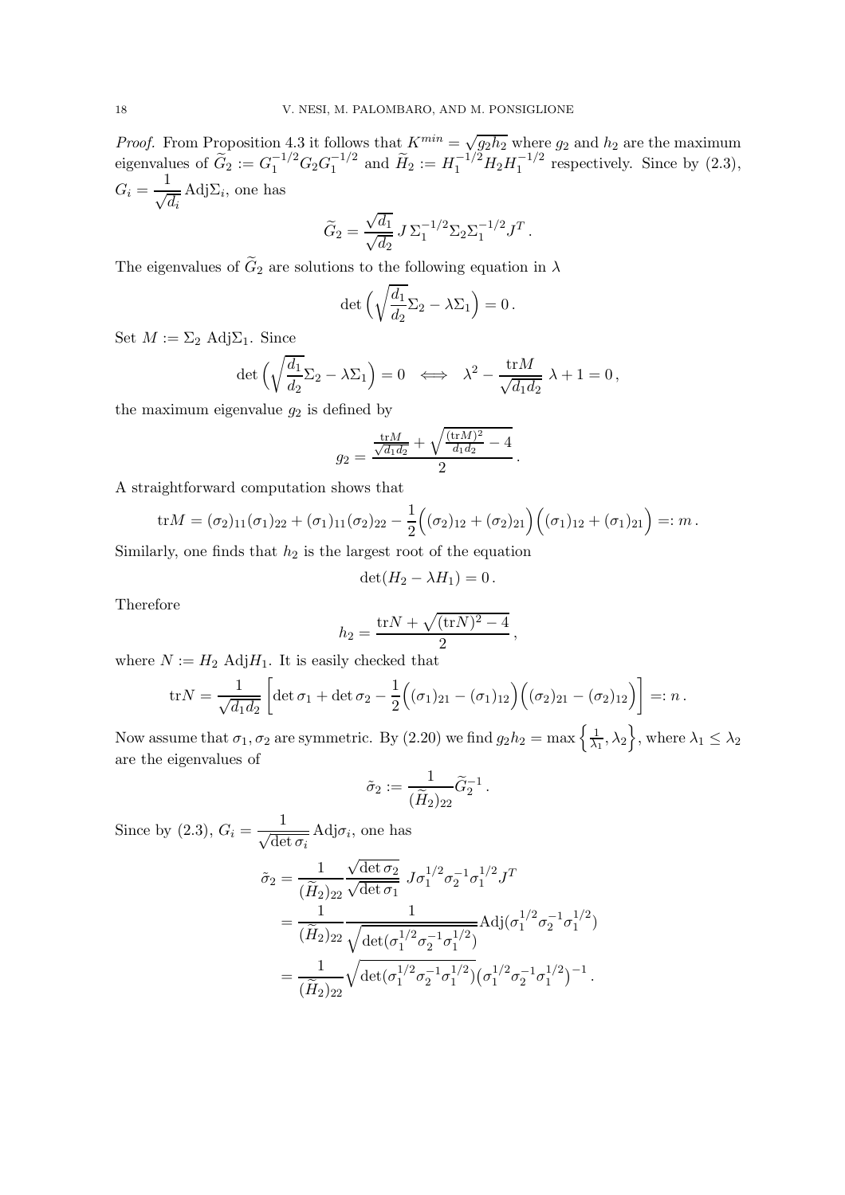*Proof.* From Proposition 4.3 it follows that $K^{min} = \sqrt{g_2 h_2}$ where $g_2$ and $h_2$ are the maximum eigenvalues of $\widetilde{G}_2 := G_1^{-1/2} G_2 G_1^{-1/2}$ and $\widetilde{H}_2 := H_1^{-1/2} H_2 H_1^{-1/2}$ respectively. Since by (2.3), $G_i = \dfrac{1}{\sqrt{d_i}} \,\mathrm{Adj}\Sigma_i$, one has

$$\widetilde{G}_2 = \frac{\sqrt{d_1}}{\sqrt{d_2}} \, J \, \Sigma_1^{-1/2} \Sigma_2 \Sigma_1^{-1/2} J^T .$$

The eigenvalues of $\widetilde{G}_2$ are solutions to the following equation in $\lambda$

$$\det\Big( \sqrt{\frac{d_1}{d_2}} \Sigma_2 - \lambda \Sigma_1 \Big) = 0 .$$

Set $M := \Sigma_2 \,\mathrm{Adj}\Sigma_1$. Since

$$\det\Big( \sqrt{\frac{d_1}{d_2}} \Sigma_2 - \lambda \Sigma_1 \Big) = 0 \iff \lambda^2 - \frac{\mathrm{tr} M}{\sqrt{d_1 d_2}} \, \lambda + 1 = 0 ,$$

the maximum eigenvalue $g_2$ is defined by

$$g_2 = \frac{\frac{\mathrm{tr}M}{\sqrt{d_1 d_2}} + \sqrt{\frac{(\mathrm{tr}M)^2}{d_1 d_2} - 4}}{2} .$$

A straightforward computation shows that

$$\mathrm{tr}M = (\sigma_2)_{11} (\sigma_1)_{22} + (\sigma_1)_{11} (\sigma_2)_{22} - \frac{1}{2} \Big( (\sigma_2)_{12} + (\sigma_2)_{21} \Big) \Big( (\sigma_1)_{12} + (\sigma_1)_{21} \Big) =: m .$$

Similarly, one finds that $h_2$ is the largest root of the equation

$$\det(H_2 - \lambda H_1) = 0 .$$

Therefore

$$h_2 = \frac{\mathrm{tr}N + \sqrt{(\mathrm{tr}N)^2 - 4}}{2} ,$$

where $N := H_2 \,\mathrm{Adj}H_1$. It is easily checked that

$$\mathrm{tr}N = \frac{1}{\sqrt{d_1 d_2}} \left[ \det \sigma_1 + \det \sigma_2 - \frac{1}{2} \Big( (\sigma_1)_{21} - (\sigma_1)_{12} \Big) \Big( (\sigma_2)_{21} - (\sigma_2)_{12} \Big) \right] =: n .$$

Now assume that $\sigma_1, \sigma_2$ are symmetric. By (2.20) we find $g_2 h_2 = \max\left\{ \frac{1}{\lambda_1}, \lambda_2 \right\}$, where $\lambda_1 \le \lambda_2$ are the eigenvalues of

$$\tilde{\sigma}_2 := \frac{1}{(\widetilde{H}_2)_{22}} \widetilde{G}_2^{-1} .$$

Since by (2.3), $G_i = \dfrac{1}{\sqrt{\det \sigma_i}} \,\mathrm{Adj}\sigma_i$, one has

$$\begin{aligned}
\tilde{\sigma}_2 &= \frac{1}{(\widetilde{H}_2)_{22}} \frac{\sqrt{\det \sigma_2}}{\sqrt{\det \sigma_1}} \; J \sigma_1^{1/2} \sigma_2^{-1} \sigma_1^{1/2} J^T \\
&= \frac{1}{(\widetilde{H}_2)_{22}} \frac{1}{\sqrt{\det(\sigma_1^{1/2} \sigma_2^{-1} \sigma_1^{1/2})}} \mathrm{Adj}(\sigma_1^{1/2} \sigma_2^{-1} \sigma_1^{1/2}) \\
&= \frac{1}{(\widetilde{H}_2)_{22}} \sqrt{\det(\sigma_1^{1/2} \sigma_2^{-1} \sigma_1^{1/2})} \big( \sigma_1^{1/2} \sigma_2^{-1} \sigma_1^{1/2} \big)^{-1} .
\end{aligned}$$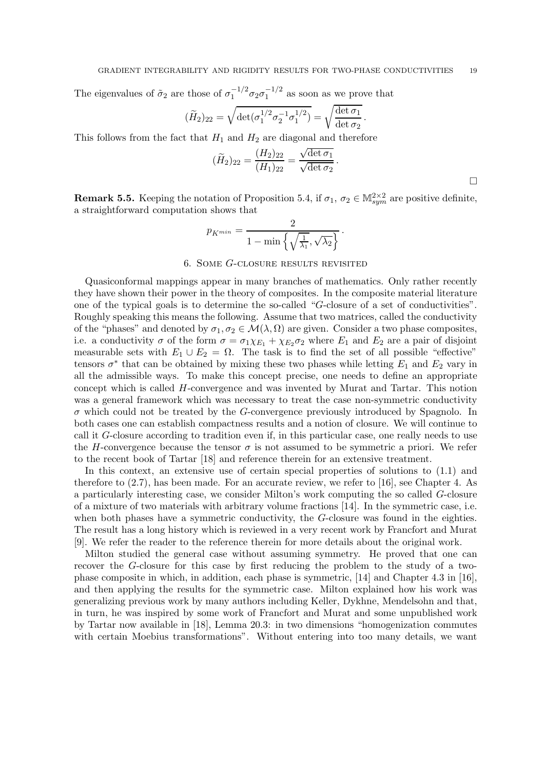The eigenvalues of $\tilde{\sigma}_2$ are those of $\sigma_1^{-1/2}\sigma_2\sigma_1^{-1/2}$ as soon as we prove that

$$(\widetilde{H}_2)_{22} = \sqrt{\det(\sigma_1^{1/2}\sigma_2^{-1}\sigma_1^{1/2})} = \sqrt{\frac{\det \sigma_1}{\det \sigma_2}}\,.$$

This follows from the fact that $H_1$ and $H_2$ are diagonal and therefore

$$(\widetilde{H}_2)_{22} = \frac{(H_2)_{22}}{(H_1)_{22}} = \frac{\sqrt{\det \sigma_1}}{\sqrt{\det \sigma_2}}\,.$$

$\square$

**Remark 5.5.** Keeping the notation of Proposition 5.4, if $\sigma_1$, $\sigma_2 \in \mathbb{M}^{2\times 2}_{sym}$ are positive definite, a straightforward computation shows that

$$p_{K^{min}} = \frac{2}{1 - \min\left\{\sqrt{\frac{1}{\lambda_1}}, \sqrt{\lambda_2}\right\}}\,.$$

## 6. Some $G$-closure results revisited

Quasiconformal mappings appear in many branches of mathematics. Only rather recently they have shown their power in the theory of composites. In the composite material literature one of the typical goals is to determine the so-called "$G$-closure of a set of conductivities". Roughly speaking this means the following. Assume that two matrices, called the conductivity of the "phases" and denoted by $\sigma_1, \sigma_2 \in \mathcal{M}(\lambda, \Omega)$ are given. Consider a two phase composites, i.e. a conductivity $\sigma$ of the form $\sigma = \sigma_1\chi_{E_1} + \chi_{E_2}\sigma_2$ where $E_1$ and $E_2$ are a pair of disjoint measurable sets with $E_1 \cup E_2 = \Omega$. The task is to find the set of all possible "effective" tensors $\sigma^*$ that can be obtained by mixing these two phases while letting $E_1$ and $E_2$ vary in all the admissible ways. To make this concept precise, one needs to define an appropriate concept which is called $H$-convergence and was invented by Murat and Tartar. This notion was a general framework which was necessary to treat the case non-symmetric conductivity $\sigma$ which could not be treated by the $G$-convergence previously introduced by Spagnolo. In both cases one can establish compactness results and a notion of closure. We will continue to call it $G$-closure according to tradition even if, in this particular case, one really needs to use the $H$-convergence because the tensor $\sigma$ is not assumed to be symmetric a priori. We refer to the recent book of Tartar [18] and reference therein for an extensive treatment.

In this context, an extensive use of certain special properties of solutions to (1.1) and therefore to (2.7), has been made. For an accurate review, we refer to [16], see Chapter 4. As a particularly interesting case, we consider Milton's work computing the so called $G$-closure of a mixture of two materials with arbitrary volume fractions [14]. In the symmetric case, i.e. when both phases have a symmetric conductivity, the $G$-closure was found in the eighties. The result has a long history which is reviewed in a very recent work by Francfort and Murat [9]. We refer the reader to the reference therein for more details about the original work.

Milton studied the general case without assuming symmetry. He proved that one can recover the $G$-closure for this case by first reducing the problem to the study of a two-phase composite in which, in addition, each phase is symmetric, [14] and Chapter 4.3 in [16], and then applying the results for the symmetric case. Milton explained how his work was generalizing previous work by many authors including Keller, Dykhne, Mendelsohn and that, in turn, he was inspired by some work of Francfort and Murat and some unpublished work by Tartar now available in [18], Lemma 20.3: in two dimensions "homogenization commutes with certain Moebius transformations". Without entering into too many details, we want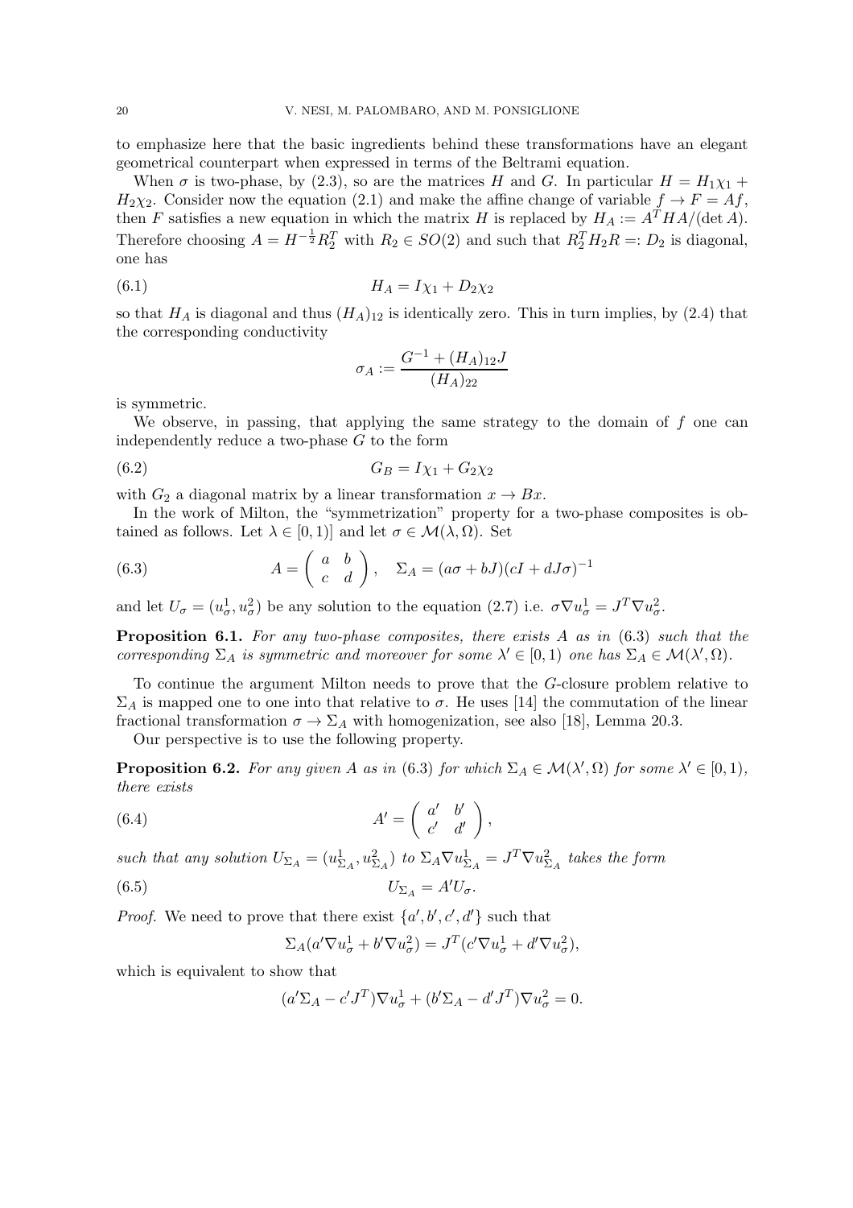to emphasize here that the basic ingredients behind these transformations have an elegant geometrical counterpart when expressed in terms of the Beltrami equation.

When $\sigma$ is two-phase, by (2.3), so are the matrices $H$ and $G$. In particular $H = H_1\chi_1 + H_2\chi_2$. Consider now the equation (2.1) and make the affine change of variable $f \to F = Af$, then $F$ satisfies a new equation in which the matrix $H$ is replaced by $H_A := A^T HA/(\det A)$. Therefore choosing $A = H^{-\frac{1}{2}} R_2^T$ with $R_2 \in SO(2)$ and such that $R_2^T H_2 R =: D_2$ is diagonal, one has

$$H_A = I\chi_1 + D_2\chi_2 \tag{6.1}$$

so that $H_A$ is diagonal and thus $(H_A)_{12}$ is identically zero. This in turn implies, by (2.4) that the corresponding conductivity

$$\sigma_A := \frac{G^{-1} + (H_A)_{12}J}{(H_A)_{22}}$$

is symmetric.

We observe, in passing, that applying the same strategy to the domain of $f$ one can independently reduce a two-phase $G$ to the form

$$G_B = I\chi_1 + G_2\chi_2 \tag{6.2}$$

with $G_2$ a diagonal matrix by a linear transformation $x \to Bx$.

In the work of Milton, the "symmetrization" property for a two-phase composites is obtained as follows. Let $\lambda \in [0,1)]$ and let $\sigma \in \mathcal{M}(\lambda, \Omega)$. Set

$$A = \begin{pmatrix} a & b \\ c & d \end{pmatrix}, \quad \Sigma_A = (a\sigma + bJ)(cI + dJ\sigma)^{-1} \tag{6.3}$$

and let $U_\sigma = (u_\sigma^1, u_\sigma^2)$ be any solution to the equation (2.7) i.e. $\sigma\nabla u_\sigma^1 = J^T \nabla u_\sigma^2$.

**Proposition 6.1.** *For any two-phase composites, there exists $A$ as in (6.3) such that the corresponding $\Sigma_A$ is symmetric and moreover for some $\lambda' \in [0,1)$ one has $\Sigma_A \in \mathcal{M}(\lambda', \Omega)$.*

To continue the argument Milton needs to prove that the $G$-closure problem relative to $\Sigma_A$ is mapped one to one into that relative to $\sigma$. He uses [14] the commutation of the linear fractional transformation $\sigma \to \Sigma_A$ with homogenization, see also [18], Lemma 20.3.

Our perspective is to use the following property.

**Proposition 6.2.** *For any given $A$ as in (6.3) for which $\Sigma_A \in \mathcal{M}(\lambda', \Omega)$ for some $\lambda' \in [0,1)$, there exists*

$$A' = \begin{pmatrix} a' & b' \\ c' & d' \end{pmatrix}, \tag{6.4}$$

*such that any solution $U_{\Sigma_A} = (u_{\Sigma_A}^1, u_{\Sigma_A}^2)$ to $\Sigma_A \nabla u_{\Sigma_A}^1 = J^T \nabla u_{\Sigma_A}^2$ takes the form*

$$U_{\Sigma_A} = A' U_\sigma. \tag{6.5}$$

*Proof.* We need to prove that there exist $\{a', b', c', d'\}$ such that

$$\Sigma_A(a'\nabla u_\sigma^1 + b'\nabla u_\sigma^2) = J^T(c'\nabla u_\sigma^1 + d'\nabla u_\sigma^2),$$

which is equivalent to show that

$$(a'\Sigma_A - c'J^T)\nabla u_\sigma^1 + (b'\Sigma_A - d'J^T)\nabla u_\sigma^2 = 0.$$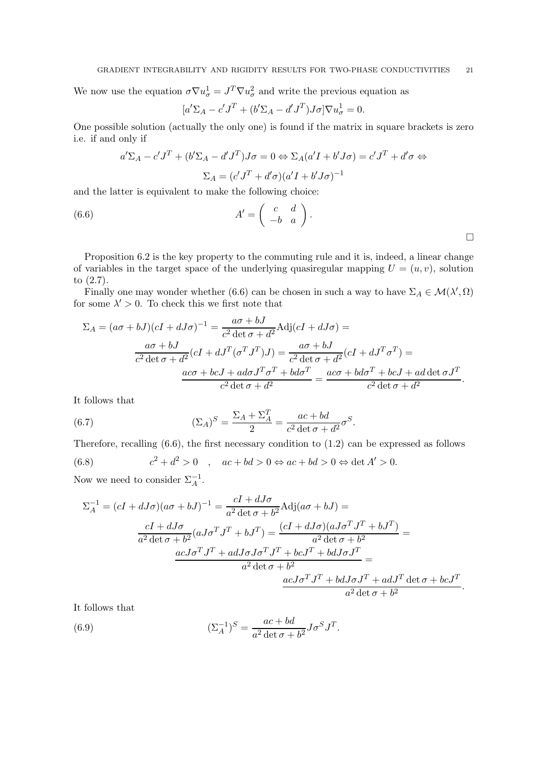We now use the equation $\sigma \nabla u_\sigma^1 = J^T \nabla u_\sigma^2$ and write the previous equation as

$$[a'\Sigma_A - c'J^T + (b'\Sigma_A - d'J^T)J\sigma]\nabla u_\sigma^1 = 0.$$

One possible solution (actually the only one) is found if the matrix in square brackets is zero i.e. if and only if

$$a'\Sigma_A - c'J^T + (b'\Sigma_A - d'J^T)J\sigma = 0 \Leftrightarrow \Sigma_A(a'I + b'J\sigma) = c'J^T + d'\sigma \Leftrightarrow$$

$$\Sigma_A = (c'J^T + d'\sigma)(a'I + b'J\sigma)^{-1}$$

and the latter is equivalent to make the following choice:

$$A' = \begin{pmatrix} c & d \\ -b & a \end{pmatrix}. \tag{6.6}$$

□

Proposition 6.2 is the key property to the commuting rule and it is, indeed, a linear change of variables in the target space of the underlying quasiregular mapping $U = (u, v)$, solution to (2.7).

Finally one may wonder whether (6.6) can be chosen in such a way to have $\Sigma_A \in \mathcal{M}(\lambda', \Omega)$ for some $\lambda' > 0$. To check this we first note that

$$\begin{aligned}
\Sigma_A = (a\sigma + bJ)(cI + dJ\sigma)^{-1} &= \frac{a\sigma + bJ}{c^2 \det \sigma + d^2}\mathrm{Adj}(cI + dJ\sigma) = \\
&\frac{a\sigma + bJ}{c^2 \det \sigma + d^2}(cI + dJ^T(\sigma^T J^T)J) = \frac{a\sigma + bJ}{c^2 \det \sigma + d^2}(cI + dJ^T\sigma^T) = \\
&\frac{ac\sigma + bcJ + ad\sigma J^T\sigma^T + bd\sigma^T}{c^2 \det \sigma + d^2} = \frac{ac\sigma + bd\sigma^T + bcJ + ad\det\sigma J^T}{c^2 \det \sigma + d^2}.
\end{aligned}$$

It follows that

$$(\Sigma_A)^S = \frac{\Sigma_A + \Sigma_A^T}{2} = \frac{ac + bd}{c^2 \det \sigma + d^2}\sigma^S. \tag{6.7}$$

Therefore, recalling (6.6), the first necessary condition to (1.2) can be expressed as follows

$$c^2 + d^2 > 0 \quad , \quad ac + bd > 0 \Leftrightarrow ac + bd > 0 \Leftrightarrow \det A' > 0. \tag{6.8}$$

Now we need to consider $\Sigma_A^{-1}$.

$$\begin{aligned}
\Sigma_A^{-1} = (cI + dJ\sigma)(a\sigma + bJ)^{-1} &= \frac{cI + dJ\sigma}{a^2 \det \sigma + b^2}\mathrm{Adj}(a\sigma + bJ) = \\
&\frac{cI + dJ\sigma}{a^2 \det \sigma + b^2}(aJ\sigma^T J^T + bJ^T) = \frac{(cI + dJ\sigma)(aJ\sigma^T J^T + bJ^T)}{a^2 \det \sigma + b^2} = \\
&\frac{acJ\sigma^T J^T + adJ\sigma J\sigma^T J^T + bcJ^T + bdJ\sigma J^T}{a^2 \det \sigma + b^2} = \\
&\frac{acJ\sigma^T J^T + bdJ\sigma J^T + adJ^T \det\sigma + bcJ^T}{a^2 \det \sigma + b^2}.
\end{aligned}$$

It follows that

$$(\Sigma_A^{-1})^S = \frac{ac + bd}{a^2 \det \sigma + b^2}J\sigma^S J^T. \tag{6.9}$$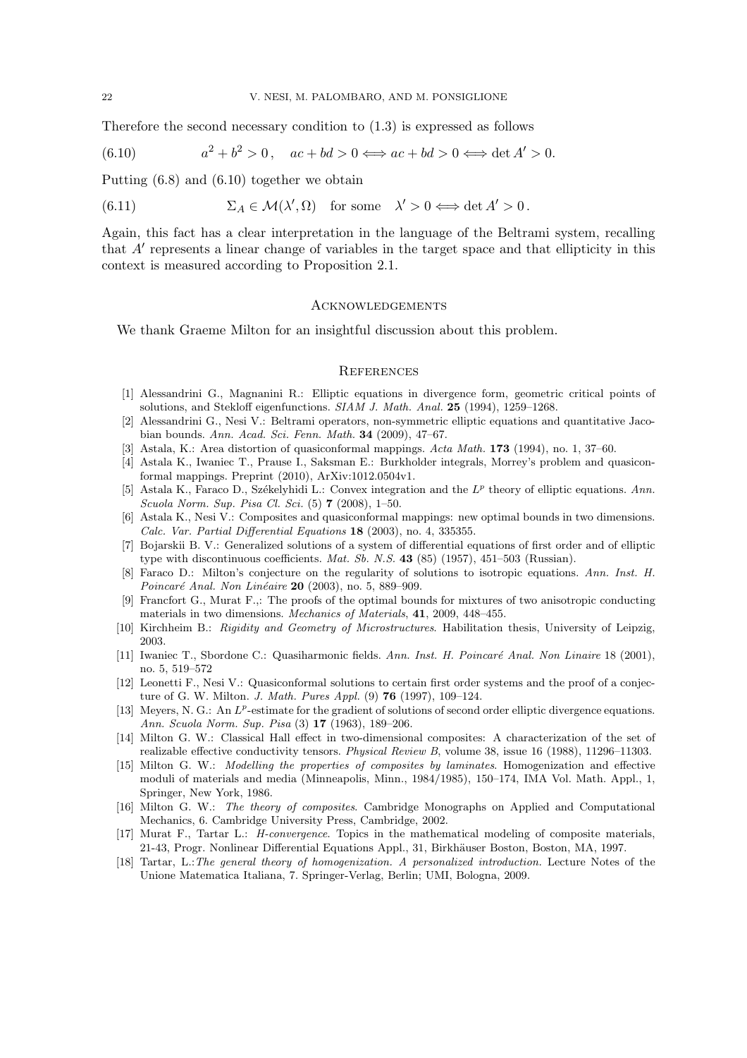Therefore the second necessary condition to (1.3) is expressed as follows

$$a^2 + b^2 > 0\,, \quad ac + bd > 0 \Longleftrightarrow ac + bd > 0 \Longleftrightarrow \det A' > 0. \tag{6.10}$$

Putting (6.8) and (6.10) together we obtain

$$\Sigma_A \in \mathcal{M}(\lambda', \Omega) \quad \text{for some} \quad \lambda' > 0 \Longleftrightarrow \det A' > 0\,. \tag{6.11}$$

Again, this fact has a clear interpretation in the language of the Beltrami system, recalling that $A'$ represents a linear change of variables in the target space and that ellipticity in this context is measured according to Proposition 2.1.

## Acknowledgements

We thank Graeme Milton for an insightful discussion about this problem.

## References

[1] Alessandrini G., Magnanini R.: Elliptic equations in divergence form, geometric critical points of solutions, and Stekloff eigenfunctions. *SIAM J. Math. Anal.* **25** (1994), 1259–1268.

[2] Alessandrini G., Nesi V.: Beltrami operators, non-symmetric elliptic equations and quantitative Jacobian bounds. *Ann. Acad. Sci. Fenn. Math.* **34** (2009), 47–67.

[3] Astala, K.: Area distortion of quasiconformal mappings. *Acta Math.* **173** (1994), no. 1, 37–60.

[4] Astala K., Iwaniec T., Prause I., Saksman E.: Burkholder integrals, Morrey's problem and quasiconformal mappings. Preprint (2010), ArXiv:1012.0504v1.

[5] Astala K., Faraco D., Székelyhidi L.: Convex integration and the $L^p$ theory of elliptic equations. *Ann. Scuola Norm. Sup. Pisa Cl. Sci.* (5) **7** (2008), 1–50.

[6] Astala K., Nesi V.: Composites and quasiconformal mappings: new optimal bounds in two dimensions. *Calc. Var. Partial Differential Equations* **18** (2003), no. 4, 335355.

[7] Bojarskii B. V.: Generalized solutions of a system of differential equations of first order and of elliptic type with discontinuous coefficients. *Mat. Sb. N.S.* **43** (85) (1957), 451–503 (Russian).

[8] Faraco D.: Milton's conjecture on the regularity of solutions to isotropic equations. *Ann. Inst. H. Poincaré Anal. Non Linéaire* **20** (2003), no. 5, 889–909.

[9] Francfort G., Murat F.,: The proofs of the optimal bounds for mixtures of two anisotropic conducting materials in two dimensions. *Mechanics of Materials*, **41**, 2009, 448–455.

[10] Kirchheim B.: *Rigidity and Geometry of Microstructures*. Habilitation thesis, University of Leipzig, 2003.

[11] Iwaniec T., Sbordone C.: Quasiharmonic fields. *Ann. Inst. H. Poincaré Anal. Non Linaire* 18 (2001), no. 5, 519–572

[12] Leonetti F., Nesi V.: Quasiconformal solutions to certain first order systems and the proof of a conjecture of G. W. Milton. *J. Math. Pures Appl.* (9) **76** (1997), 109–124.

[13] Meyers, N. G.: An $L^p$-estimate for the gradient of solutions of second order elliptic divergence equations. *Ann. Scuola Norm. Sup. Pisa* (3) **17** (1963), 189–206.

[14] Milton G. W.: Classical Hall effect in two-dimensional composites: A characterization of the set of realizable effective conductivity tensors. *Physical Review B*, volume 38, issue 16 (1988), 11296–11303.

[15] Milton G. W.: *Modelling the properties of composites by laminates*. Homogenization and effective moduli of materials and media (Minneapolis, Minn., 1984/1985), 150–174, IMA Vol. Math. Appl., 1, Springer, New York, 1986.

[16] Milton G. W.: *The theory of composites*. Cambridge Monographs on Applied and Computational Mechanics, 6. Cambridge University Press, Cambridge, 2002.

[17] Murat F., Tartar L.: *H-convergence*. Topics in the mathematical modeling of composite materials, 21-43, Progr. Nonlinear Differential Equations Appl., 31, Birkhäuser Boston, Boston, MA, 1997.

[18] Tartar, L.:*The general theory of homogenization. A personalized introduction.* Lecture Notes of the Unione Matematica Italiana, 7. Springer-Verlag, Berlin; UMI, Bologna, 2009.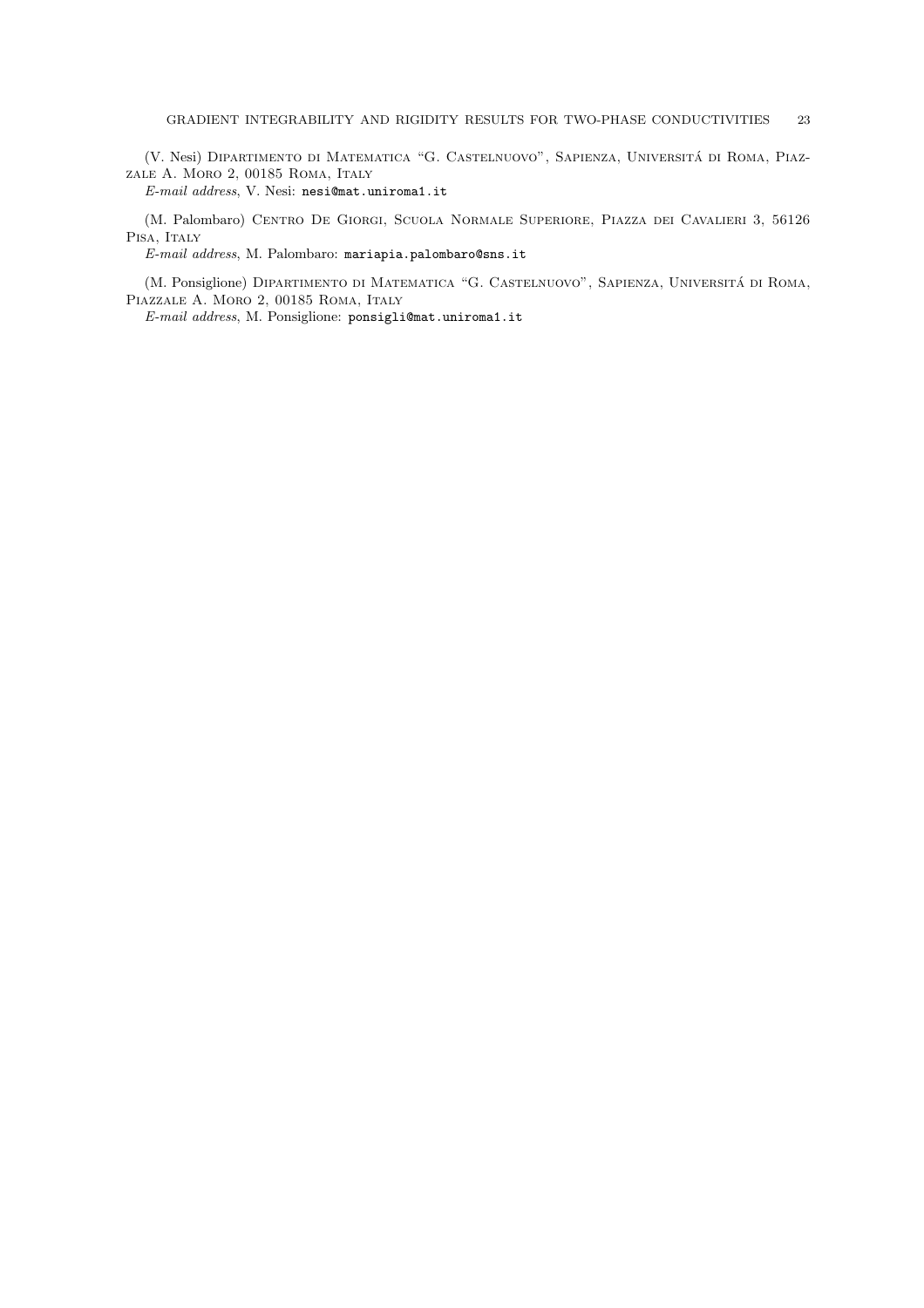(V. Nesi) Dipartimento di Matematica "G. Castelnuovo", Sapienza, Universitá di Roma, Piazzale A. Moro 2, 00185 Roma, Italy

*E-mail address*, V. Nesi: `nesi@mat.uniroma1.it`

(M. Palombaro) Centro De Giorgi, Scuola Normale Superiore, Piazza dei Cavalieri 3, 56126 Pisa, Italy

*E-mail address*, M. Palombaro: `mariapia.palombaro@sns.it`

(M. Ponsiglione) Dipartimento di Matematica "G. Castelnuovo", Sapienza, Universitá di Roma, Piazzale A. Moro 2, 00185 Roma, Italy

*E-mail address*, M. Ponsiglione: `ponsigli@mat.uniroma1.it`